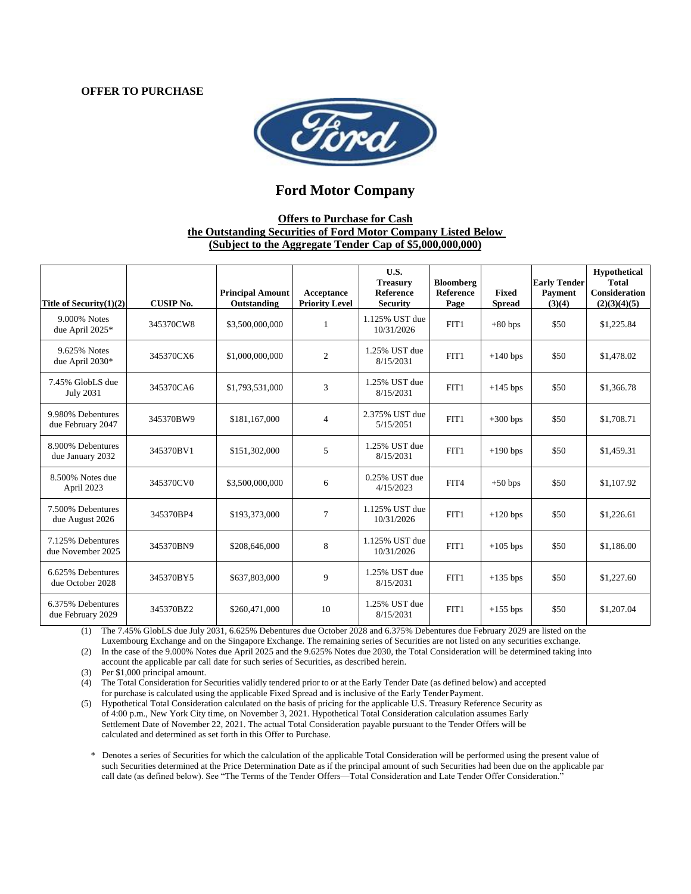**OFFER TO PURCHASE**

# Ford Motor Company

**Offers to Purchase for Cash**
**the Outstanding Securities of Ford Motor Company Listed Below**
**(Subject to the Aggregate Tender Cap of $5,000,000,000)**

| Title of Security(1)(2) | CUSIP No. | Principal Amount Outstanding | Acceptance Priority Level | U.S. Treasury Reference Security | Bloomberg Reference Page | Fixed Spread | Early Tender Payment (3)(4) | Hypothetical Total Consideration (2)(3)(4)(5) |
|---|---|---|---|---|---|---|---|---|
| 9.000% Notes due April 2025* | 345370CW8 | $3,500,000,000 | 1 | 1.125% UST due 10/31/2026 | FIT1 | +80 bps | $50 | $1,225.84 |
| 9.625% Notes due April 2030* | 345370CX6 | $1,000,000,000 | 2 | 1.25% UST due 8/15/2031 | FIT1 | +140 bps | $50 | $1,478.02 |
| 7.45% GlobLS due July 2031 | 345370CA6 | $1,793,531,000 | 3 | 1.25% UST due 8/15/2031 | FIT1 | +145 bps | $50 | $1,366.78 |
| 9.980% Debentures due February 2047 | 345370BW9 | $181,167,000 | 4 | 2.375% UST due 5/15/2051 | FIT1 | +300 bps | $50 | $1,708.71 |
| 8.900% Debentures due January 2032 | 345370BV1 | $151,302,000 | 5 | 1.25% UST due 8/15/2031 | FIT1 | +190 bps | $50 | $1,459.31 |
| 8.500% Notes due April 2023 | 345370CV0 | $3,500,000,000 | 6 | 0.25% UST due 4/15/2023 | FIT4 | +50 bps | $50 | $1,107.92 |
| 7.500% Debentures due August 2026 | 345370BP4 | $193,373,000 | 7 | 1.125% UST due 10/31/2026 | FIT1 | +120 bps | $50 | $1,226.61 |
| 7.125% Debentures due November 2025 | 345370BN9 | $208,646,000 | 8 | 1.125% UST due 10/31/2026 | FIT1 | +105 bps | $50 | $1,186.00 |
| 6.625% Debentures due October 2028 | 345370BY5 | $637,803,000 | 9 | 1.25% UST due 8/15/2031 | FIT1 | +135 bps | $50 | $1,227.60 |
| 6.375% Debentures due February 2029 | 345370BZ2 | $260,471,000 | 10 | 1.25% UST due 8/15/2031 | FIT1 | +155 bps | $50 | $1,207.04 |

(1) The 7.45% GlobLS due July 2031, 6.625% Debentures due October 2028 and 6.375% Debentures due February 2029 are listed on the Luxembourg Exchange and on the Singapore Exchange. The remaining series of Securities are not listed on any securities exchange.

(2) In the case of the 9.000% Notes due April 2025 and the 9.625% Notes due 2030, the Total Consideration will be determined taking into account the applicable par call date for such series of Securities, as described herein.

(3) Per $1,000 principal amount.

(4) The Total Consideration for Securities validly tendered prior to or at the Early Tender Date (as defined below) and accepted for purchase is calculated using the applicable Fixed Spread and is inclusive of the Early Tender Payment.

(5) Hypothetical Total Consideration calculated on the basis of pricing for the applicable U.S. Treasury Reference Security as of 4:00 p.m., New York City time, on November 3, 2021. Hypothetical Total Consideration calculation assumes Early Settlement Date of November 22, 2021. The actual Total Consideration payable pursuant to the Tender Offers will be calculated and determined as set forth in this Offer to Purchase.

\* Denotes a series of Securities for which the calculation of the applicable Total Consideration will be performed using the present value of such Securities determined at the Price Determination Date as if the principal amount of such Securities had been due on the applicable par call date (as defined below). See "The Terms of the Tender Offers—Total Consideration and Late Tender Offer Consideration."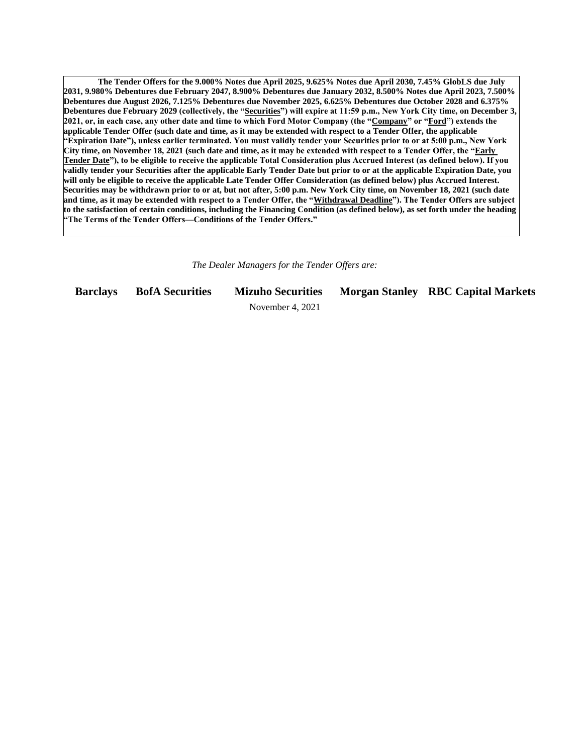**The Tender Offers for the 9.000% Notes due April 2025, 9.625% Notes due April 2030, 7.45% GlobLS due July 2031, 9.980% Debentures due February 2047, 8.900% Debentures due January 2032, 8.500% Notes due April 2023, 7.500% Debentures due August 2026, 7.125% Debentures due November 2025, 6.625% Debentures due October 2028 and 6.375% Debentures due February 2029 (collectively, the "Securities") will expire at 11:59 p.m., New York City time, on December 3, 2021, or, in each case, any other date and time to which Ford Motor Company (the "Company" or "Ford") extends the applicable Tender Offer (such date and time, as it may be extended with respect to a Tender Offer, the applicable "Expiration Date"), unless earlier terminated. You must validly tender your Securities prior to or at 5:00 p.m., New York City time, on November 18, 2021 (such date and time, as it may be extended with respect to a Tender Offer, the "Early Tender Date"), to be eligible to receive the applicable Total Consideration plus Accrued Interest (as defined below). If you validly tender your Securities after the applicable Early Tender Date but prior to or at the applicable Expiration Date, you will only be eligible to receive the applicable Late Tender Offer Consideration (as defined below) plus Accrued Interest. Securities may be withdrawn prior to or at, but not after, 5:00 p.m. New York City time, on November 18, 2021 (such date and time, as it may be extended with respect to a Tender Offer, the "Withdrawal Deadline"). The Tender Offers are subject to the satisfaction of certain conditions, including the Financing Condition (as defined below), as set forth under the heading "The Terms of the Tender Offers—Conditions of the Tender Offers."**

*The Dealer Managers for the Tender Offers are:*

**Barclays** **BofA Securities** **Mizuho Securities** **Morgan Stanley** **RBC Capital Markets**

November 4, 2021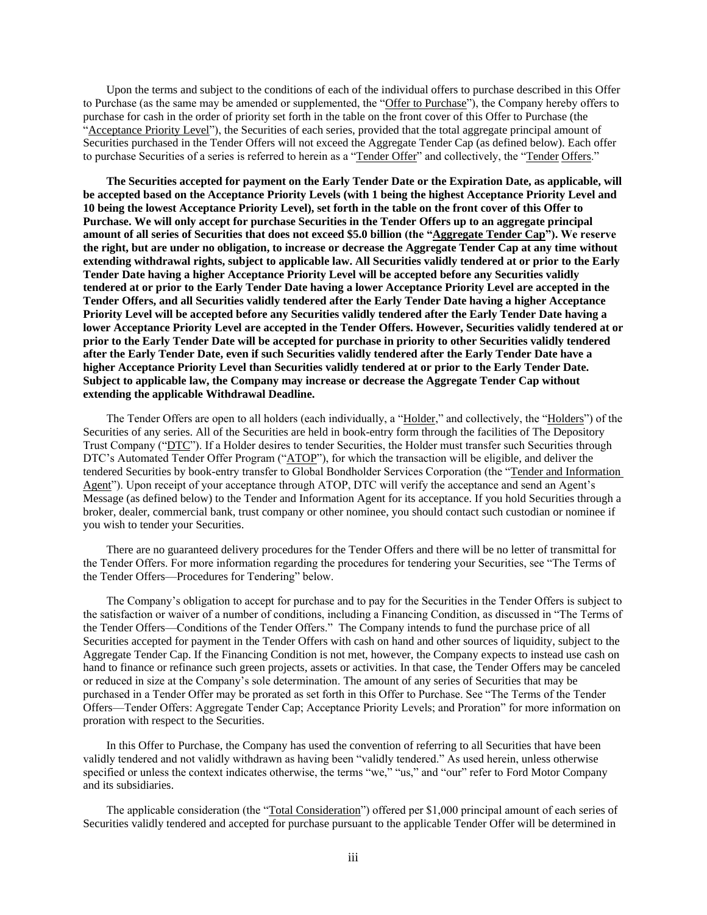Upon the terms and subject to the conditions of each of the individual offers to purchase described in this Offer to Purchase (as the same may be amended or supplemented, the "Offer to Purchase"), the Company hereby offers to purchase for cash in the order of priority set forth in the table on the front cover of this Offer to Purchase (the "Acceptance Priority Level"), the Securities of each series, provided that the total aggregate principal amount of Securities purchased in the Tender Offers will not exceed the Aggregate Tender Cap (as defined below). Each offer to purchase Securities of a series is referred to herein as a "Tender Offer" and collectively, the "Tender Offers."

**The Securities accepted for payment on the Early Tender Date or the Expiration Date, as applicable, will be accepted based on the Acceptance Priority Levels (with 1 being the highest Acceptance Priority Level and 10 being the lowest Acceptance Priority Level), set forth in the table on the front cover of this Offer to Purchase. We will only accept for purchase Securities in the Tender Offers up to an aggregate principal amount of all series of Securities that does not exceed $5.0 billion (the "Aggregate Tender Cap"). We reserve the right, but are under no obligation, to increase or decrease the Aggregate Tender Cap at any time without extending withdrawal rights, subject to applicable law. All Securities validly tendered at or prior to the Early Tender Date having a higher Acceptance Priority Level will be accepted before any Securities validly tendered at or prior to the Early Tender Date having a lower Acceptance Priority Level are accepted in the Tender Offers, and all Securities validly tendered after the Early Tender Date having a higher Acceptance Priority Level will be accepted before any Securities validly tendered after the Early Tender Date having a lower Acceptance Priority Level are accepted in the Tender Offers. However, Securities validly tendered at or prior to the Early Tender Date will be accepted for purchase in priority to other Securities validly tendered after the Early Tender Date, even if such Securities validly tendered after the Early Tender Date have a higher Acceptance Priority Level than Securities validly tendered at or prior to the Early Tender Date. Subject to applicable law, the Company may increase or decrease the Aggregate Tender Cap without extending the applicable Withdrawal Deadline.**

The Tender Offers are open to all holders (each individually, a "Holder," and collectively, the "Holders") of the Securities of any series. All of the Securities are held in book-entry form through the facilities of The Depository Trust Company ("DTC"). If a Holder desires to tender Securities, the Holder must transfer such Securities through DTC's Automated Tender Offer Program ("ATOP"), for which the transaction will be eligible, and deliver the tendered Securities by book-entry transfer to Global Bondholder Services Corporation (the "Tender and Information Agent"). Upon receipt of your acceptance through ATOP, DTC will verify the acceptance and send an Agent's Message (as defined below) to the Tender and Information Agent for its acceptance. If you hold Securities through a broker, dealer, commercial bank, trust company or other nominee, you should contact such custodian or nominee if you wish to tender your Securities.

There are no guaranteed delivery procedures for the Tender Offers and there will be no letter of transmittal for the Tender Offers. For more information regarding the procedures for tendering your Securities, see "The Terms of the Tender Offers—Procedures for Tendering" below.

The Company's obligation to accept for purchase and to pay for the Securities in the Tender Offers is subject to the satisfaction or waiver of a number of conditions, including a Financing Condition, as discussed in "The Terms of the Tender Offers—Conditions of the Tender Offers." The Company intends to fund the purchase price of all Securities accepted for payment in the Tender Offers with cash on hand and other sources of liquidity, subject to the Aggregate Tender Cap. If the Financing Condition is not met, however, the Company expects to instead use cash on hand to finance or refinance such green projects, assets or activities. In that case, the Tender Offers may be canceled or reduced in size at the Company's sole determination. The amount of any series of Securities that may be purchased in a Tender Offer may be prorated as set forth in this Offer to Purchase. See "The Terms of the Tender Offers—Tender Offers: Aggregate Tender Cap; Acceptance Priority Levels; and Proration" for more information on proration with respect to the Securities.

In this Offer to Purchase, the Company has used the convention of referring to all Securities that have been validly tendered and not validly withdrawn as having been "validly tendered." As used herein, unless otherwise specified or unless the context indicates otherwise, the terms "we," "us," and "our" refer to Ford Motor Company and its subsidiaries.

The applicable consideration (the "Total Consideration") offered per $1,000 principal amount of each series of Securities validly tendered and accepted for purchase pursuant to the applicable Tender Offer will be determined in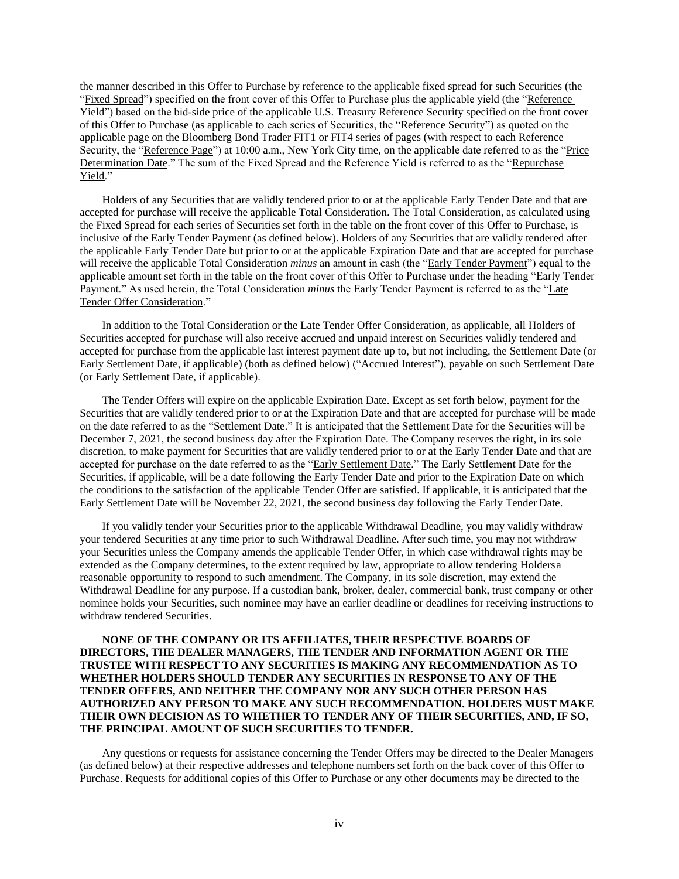the manner described in this Offer to Purchase by reference to the applicable fixed spread for such Securities (the "Fixed Spread") specified on the front cover of this Offer to Purchase plus the applicable yield (the "Reference Yield") based on the bid-side price of the applicable U.S. Treasury Reference Security specified on the front cover of this Offer to Purchase (as applicable to each series of Securities, the "Reference Security") as quoted on the applicable page on the Bloomberg Bond Trader FIT1 or FIT4 series of pages (with respect to each Reference Security, the "Reference Page") at 10:00 a.m., New York City time, on the applicable date referred to as the "Price Determination Date." The sum of the Fixed Spread and the Reference Yield is referred to as the "Repurchase Yield."

Holders of any Securities that are validly tendered prior to or at the applicable Early Tender Date and that are accepted for purchase will receive the applicable Total Consideration. The Total Consideration, as calculated using the Fixed Spread for each series of Securities set forth in the table on the front cover of this Offer to Purchase, is inclusive of the Early Tender Payment (as defined below). Holders of any Securities that are validly tendered after the applicable Early Tender Date but prior to or at the applicable Expiration Date and that are accepted for purchase will receive the applicable Total Consideration *minus* an amount in cash (the "Early Tender Payment") equal to the applicable amount set forth in the table on the front cover of this Offer to Purchase under the heading "Early Tender Payment." As used herein, the Total Consideration *minus* the Early Tender Payment is referred to as the "Late Tender Offer Consideration."

In addition to the Total Consideration or the Late Tender Offer Consideration, as applicable, all Holders of Securities accepted for purchase will also receive accrued and unpaid interest on Securities validly tendered and accepted for purchase from the applicable last interest payment date up to, but not including, the Settlement Date (or Early Settlement Date, if applicable) (both as defined below) ("Accrued Interest"), payable on such Settlement Date (or Early Settlement Date, if applicable).

The Tender Offers will expire on the applicable Expiration Date. Except as set forth below, payment for the Securities that are validly tendered prior to or at the Expiration Date and that are accepted for purchase will be made on the date referred to as the "Settlement Date." It is anticipated that the Settlement Date for the Securities will be December 7, 2021, the second business day after the Expiration Date. The Company reserves the right, in its sole discretion, to make payment for Securities that are validly tendered prior to or at the Early Tender Date and that are accepted for purchase on the date referred to as the "Early Settlement Date." The Early Settlement Date for the Securities, if applicable, will be a date following the Early Tender Date and prior to the Expiration Date on which the conditions to the satisfaction of the applicable Tender Offer are satisfied. If applicable, it is anticipated that the Early Settlement Date will be November 22, 2021, the second business day following the Early Tender Date.

If you validly tender your Securities prior to the applicable Withdrawal Deadline, you may validly withdraw your tendered Securities at any time prior to such Withdrawal Deadline. After such time, you may not withdraw your Securities unless the Company amends the applicable Tender Offer, in which case withdrawal rights may be extended as the Company determines, to the extent required by law, appropriate to allow tendering Holders a reasonable opportunity to respond to such amendment. The Company, in its sole discretion, may extend the Withdrawal Deadline for any purpose. If a custodian bank, broker, dealer, commercial bank, trust company or other nominee holds your Securities, such nominee may have an earlier deadline or deadlines for receiving instructions to withdraw tendered Securities.

**NONE OF THE COMPANY OR ITS AFFILIATES, THEIR RESPECTIVE BOARDS OF DIRECTORS, THE DEALER MANAGERS, THE TENDER AND INFORMATION AGENT OR THE TRUSTEE WITH RESPECT TO ANY SECURITIES IS MAKING ANY RECOMMENDATION AS TO WHETHER HOLDERS SHOULD TENDER ANY SECURITIES IN RESPONSE TO ANY OF THE TENDER OFFERS, AND NEITHER THE COMPANY NOR ANY SUCH OTHER PERSON HAS AUTHORIZED ANY PERSON TO MAKE ANY SUCH RECOMMENDATION. HOLDERS MUST MAKE THEIR OWN DECISION AS TO WHETHER TO TENDER ANY OF THEIR SECURITIES, AND, IF SO, THE PRINCIPAL AMOUNT OF SUCH SECURITIES TO TENDER.**

Any questions or requests for assistance concerning the Tender Offers may be directed to the Dealer Managers (as defined below) at their respective addresses and telephone numbers set forth on the back cover of this Offer to Purchase. Requests for additional copies of this Offer to Purchase or any other documents may be directed to the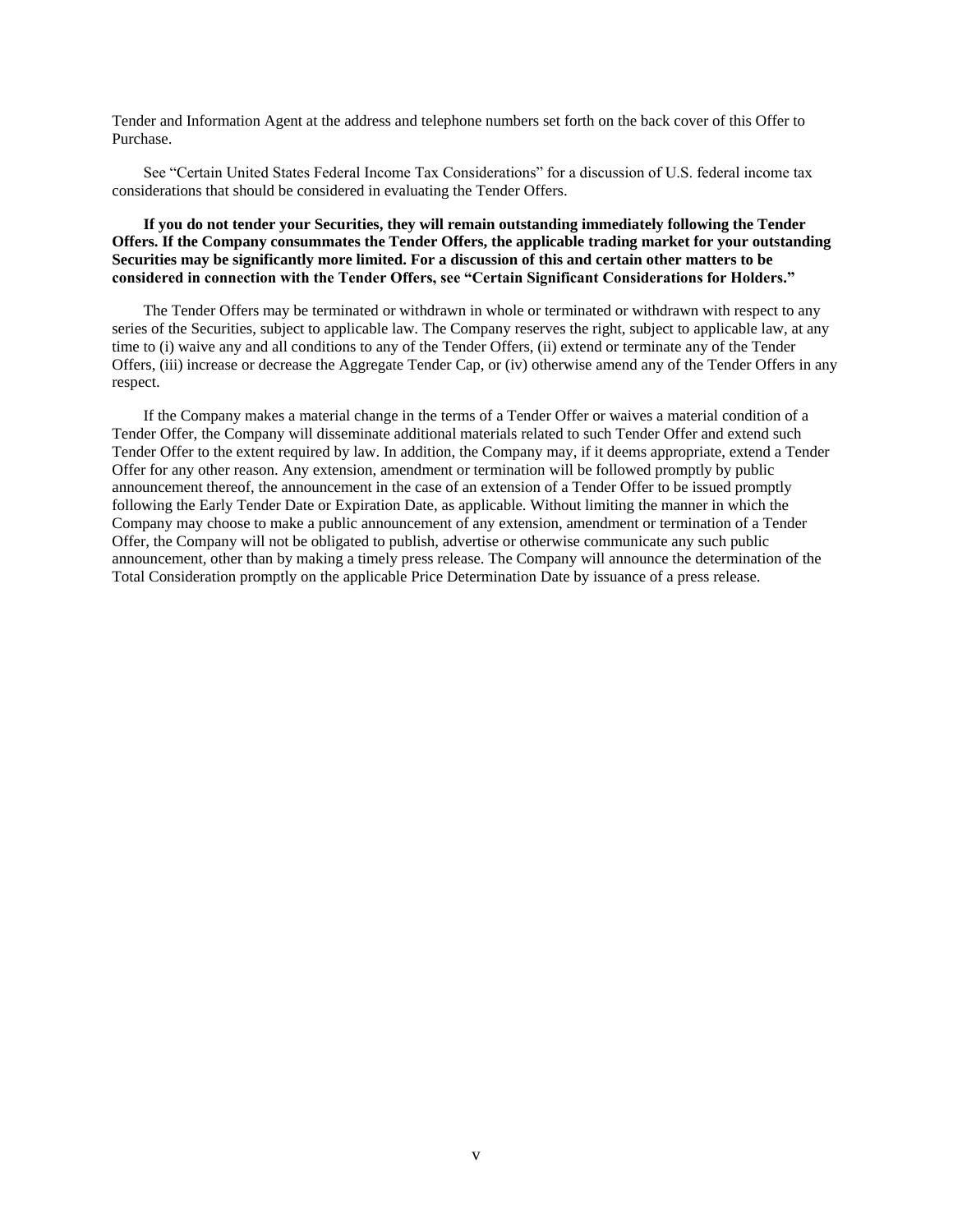Tender and Information Agent at the address and telephone numbers set forth on the back cover of this Offer to Purchase.

See "Certain United States Federal Income Tax Considerations" for a discussion of U.S. federal income tax considerations that should be considered in evaluating the Tender Offers.

**If you do not tender your Securities, they will remain outstanding immediately following the Tender Offers. If the Company consummates the Tender Offers, the applicable trading market for your outstanding Securities may be significantly more limited. For a discussion of this and certain other matters to be considered in connection with the Tender Offers, see "Certain Significant Considerations for Holders."**

The Tender Offers may be terminated or withdrawn in whole or terminated or withdrawn with respect to any series of the Securities, subject to applicable law. The Company reserves the right, subject to applicable law, at any time to (i) waive any and all conditions to any of the Tender Offers, (ii) extend or terminate any of the Tender Offers, (iii) increase or decrease the Aggregate Tender Cap, or (iv) otherwise amend any of the Tender Offers in any respect.

If the Company makes a material change in the terms of a Tender Offer or waives a material condition of a Tender Offer, the Company will disseminate additional materials related to such Tender Offer and extend such Tender Offer to the extent required by law. In addition, the Company may, if it deems appropriate, extend a Tender Offer for any other reason. Any extension, amendment or termination will be followed promptly by public announcement thereof, the announcement in the case of an extension of a Tender Offer to be issued promptly following the Early Tender Date or Expiration Date, as applicable. Without limiting the manner in which the Company may choose to make a public announcement of any extension, amendment or termination of a Tender Offer, the Company will not be obligated to publish, advertise or otherwise communicate any such public announcement, other than by making a timely press release. The Company will announce the determination of the Total Consideration promptly on the applicable Price Determination Date by issuance of a press release.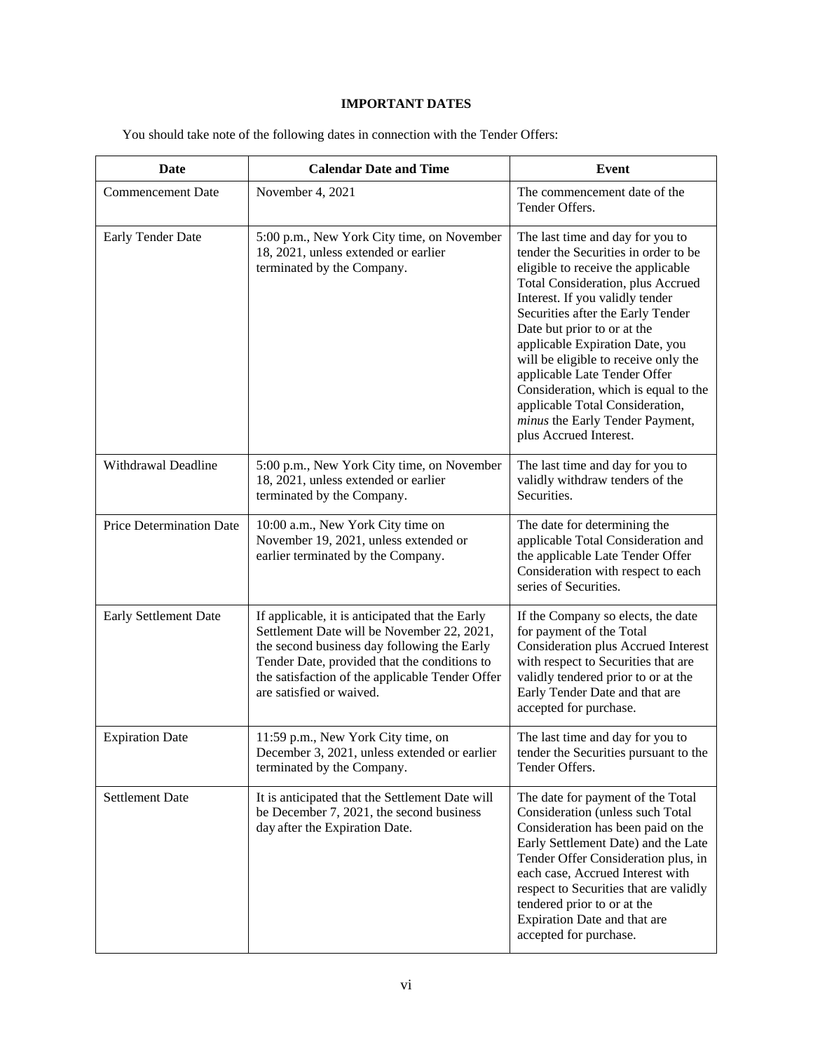## IMPORTANT DATES

You should take note of the following dates in connection with the Tender Offers:

| Date | Calendar Date and Time | Event |
| --- | --- | --- |
| Commencement Date | November 4, 2021 | The commencement date of the Tender Offers. |
| Early Tender Date | 5:00 p.m., New York City time, on November 18, 2021, unless extended or earlier terminated by the Company. | The last time and day for you to tender the Securities in order to be eligible to receive the applicable Total Consideration, plus Accrued Interest. If you validly tender Securities after the Early Tender Date but prior to or at the applicable Expiration Date, you will be eligible to receive only the applicable Late Tender Offer Consideration, which is equal to the applicable Total Consideration, *minus* the Early Tender Payment, plus Accrued Interest. |
| Withdrawal Deadline | 5:00 p.m., New York City time, on November 18, 2021, unless extended or earlier terminated by the Company. | The last time and day for you to validly withdraw tenders of the Securities. |
| Price Determination Date | 10:00 a.m., New York City time on November 19, 2021, unless extended or earlier terminated by the Company. | The date for determining the applicable Total Consideration and the applicable Late Tender Offer Consideration with respect to each series of Securities. |
| Early Settlement Date | If applicable, it is anticipated that the Early Settlement Date will be November 22, 2021, the second business day following the Early Tender Date, provided that the conditions to the satisfaction of the applicable Tender Offer are satisfied or waived. | If the Company so elects, the date for payment of the Total Consideration plus Accrued Interest with respect to Securities that are validly tendered prior to or at the Early Tender Date and that are accepted for purchase. |
| Expiration Date | 11:59 p.m., New York City time, on December 3, 2021, unless extended or earlier terminated by the Company. | The last time and day for you to tender the Securities pursuant to the Tender Offers. |
| Settlement Date | It is anticipated that the Settlement Date will be December 7, 2021, the second business day after the Expiration Date. | The date for payment of the Total Consideration (unless such Total Consideration has been paid on the Early Settlement Date) and the Late Tender Offer Consideration plus, in each case, Accrued Interest with respect to Securities that are validly tendered prior to or at the Expiration Date and that are accepted for purchase. |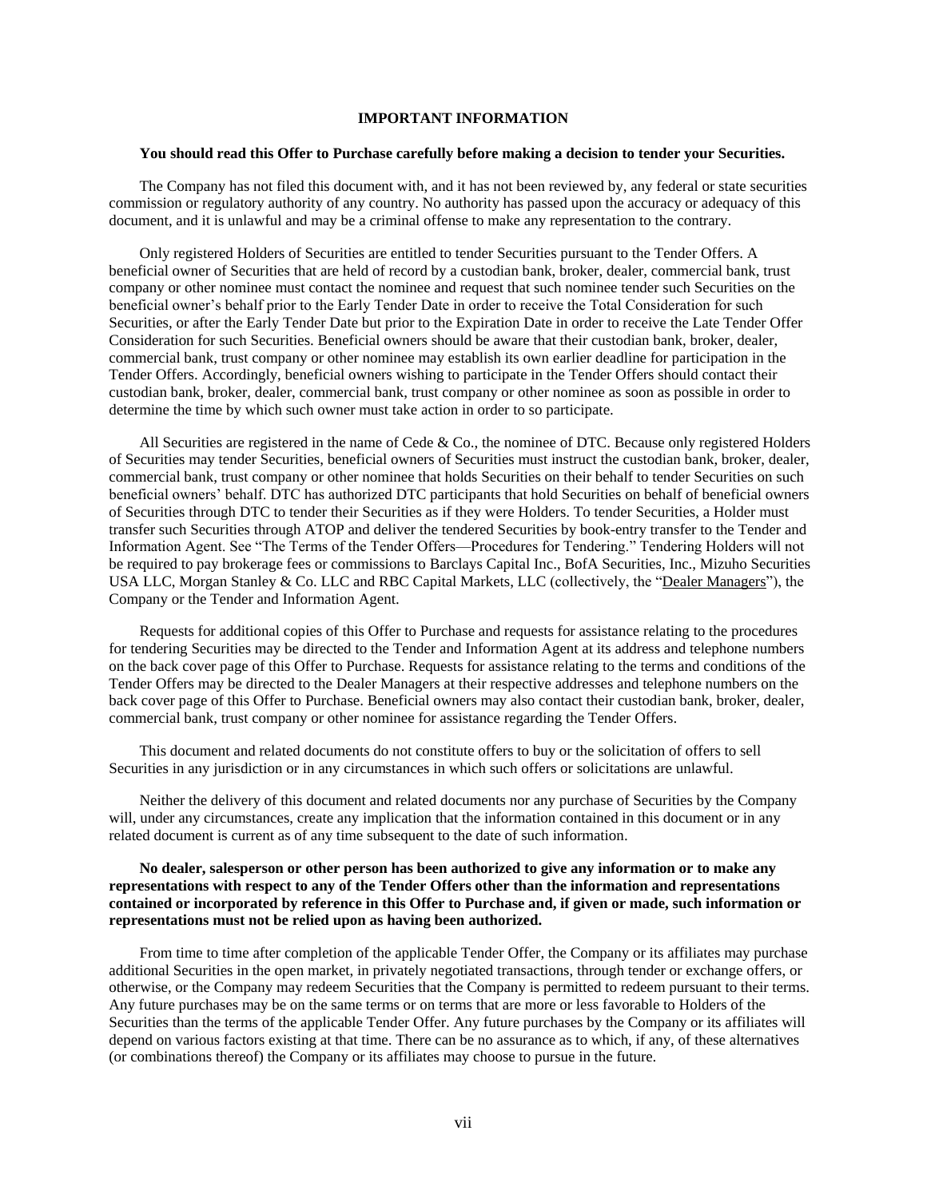## IMPORTANT INFORMATION

**You should read this Offer to Purchase carefully before making a decision to tender your Securities.**

The Company has not filed this document with, and it has not been reviewed by, any federal or state securities commission or regulatory authority of any country. No authority has passed upon the accuracy or adequacy of this document, and it is unlawful and may be a criminal offense to make any representation to the contrary.

Only registered Holders of Securities are entitled to tender Securities pursuant to the Tender Offers. A beneficial owner of Securities that are held of record by a custodian bank, broker, dealer, commercial bank, trust company or other nominee must contact the nominee and request that such nominee tender such Securities on the beneficial owner's behalf prior to the Early Tender Date in order to receive the Total Consideration for such Securities, or after the Early Tender Date but prior to the Expiration Date in order to receive the Late Tender Offer Consideration for such Securities. Beneficial owners should be aware that their custodian bank, broker, dealer, commercial bank, trust company or other nominee may establish its own earlier deadline for participation in the Tender Offers. Accordingly, beneficial owners wishing to participate in the Tender Offers should contact their custodian bank, broker, dealer, commercial bank, trust company or other nominee as soon as possible in order to determine the time by which such owner must take action in order to so participate.

All Securities are registered in the name of Cede & Co., the nominee of DTC. Because only registered Holders of Securities may tender Securities, beneficial owners of Securities must instruct the custodian bank, broker, dealer, commercial bank, trust company or other nominee that holds Securities on their behalf to tender Securities on such beneficial owners' behalf. DTC has authorized DTC participants that hold Securities on behalf of beneficial owners of Securities through DTC to tender their Securities as if they were Holders. To tender Securities, a Holder must transfer such Securities through ATOP and deliver the tendered Securities by book-entry transfer to the Tender and Information Agent. See "The Terms of the Tender Offers—Procedures for Tendering." Tendering Holders will not be required to pay brokerage fees or commissions to Barclays Capital Inc., BofA Securities, Inc., Mizuho Securities USA LLC, Morgan Stanley & Co. LLC and RBC Capital Markets, LLC (collectively, the "Dealer Managers"), the Company or the Tender and Information Agent.

Requests for additional copies of this Offer to Purchase and requests for assistance relating to the procedures for tendering Securities may be directed to the Tender and Information Agent at its address and telephone numbers on the back cover page of this Offer to Purchase. Requests for assistance relating to the terms and conditions of the Tender Offers may be directed to the Dealer Managers at their respective addresses and telephone numbers on the back cover page of this Offer to Purchase. Beneficial owners may also contact their custodian bank, broker, dealer, commercial bank, trust company or other nominee for assistance regarding the Tender Offers.

This document and related documents do not constitute offers to buy or the solicitation of offers to sell Securities in any jurisdiction or in any circumstances in which such offers or solicitations are unlawful.

Neither the delivery of this document and related documents nor any purchase of Securities by the Company will, under any circumstances, create any implication that the information contained in this document or in any related document is current as of any time subsequent to the date of such information.

**No dealer, salesperson or other person has been authorized to give any information or to make any representations with respect to any of the Tender Offers other than the information and representations contained or incorporated by reference in this Offer to Purchase and, if given or made, such information or representations must not be relied upon as having been authorized.**

From time to time after completion of the applicable Tender Offer, the Company or its affiliates may purchase additional Securities in the open market, in privately negotiated transactions, through tender or exchange offers, or otherwise, or the Company may redeem Securities that the Company is permitted to redeem pursuant to their terms. Any future purchases may be on the same terms or on terms that are more or less favorable to Holders of the Securities than the terms of the applicable Tender Offer. Any future purchases by the Company or its affiliates will depend on various factors existing at that time. There can be no assurance as to which, if any, of these alternatives (or combinations thereof) the Company or its affiliates may choose to pursue in the future.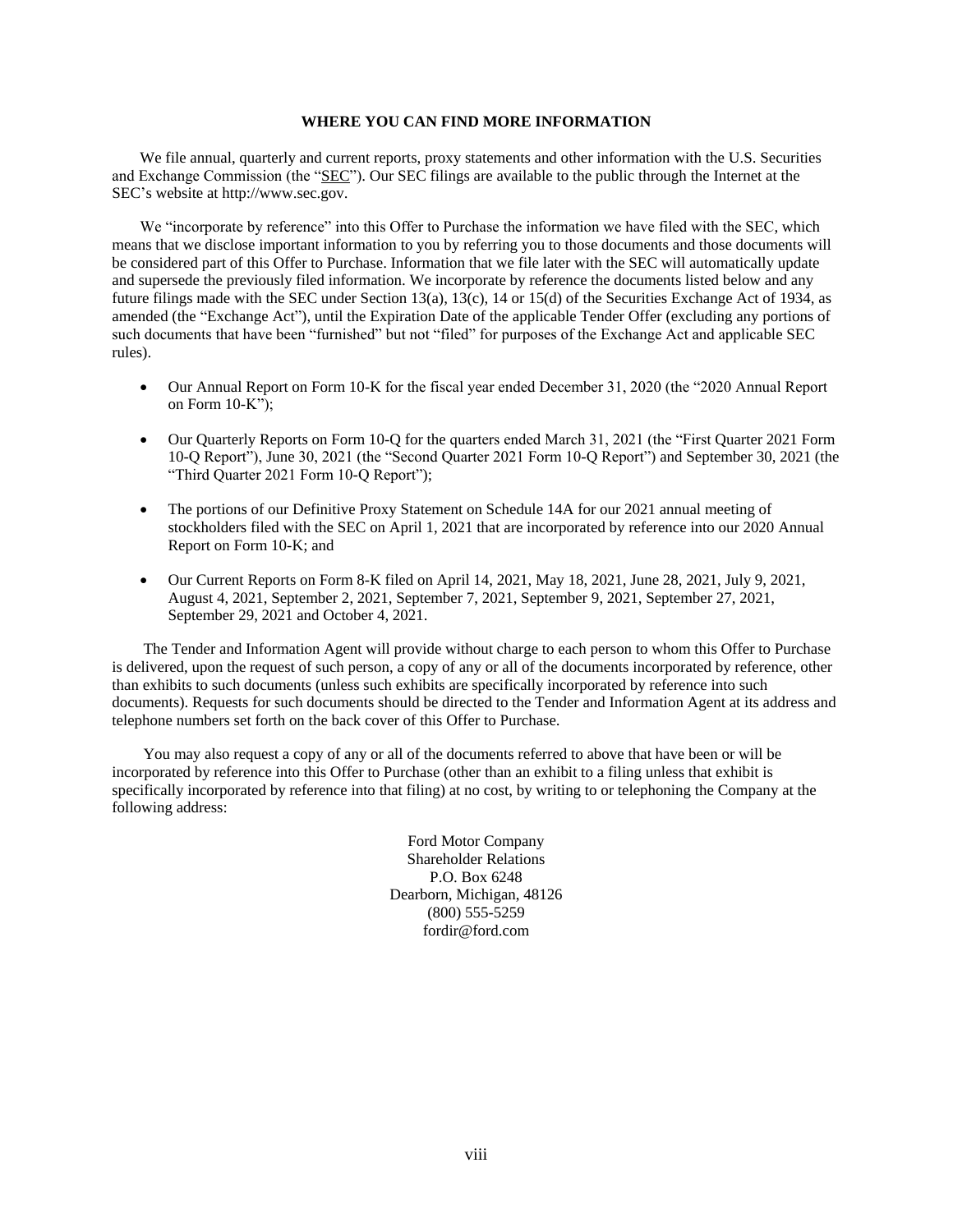## WHERE YOU CAN FIND MORE INFORMATION

We file annual, quarterly and current reports, proxy statements and other information with the U.S. Securities and Exchange Commission (the "SEC"). Our SEC filings are available to the public through the Internet at the SEC's website at http://www.sec.gov.

We "incorporate by reference" into this Offer to Purchase the information we have filed with the SEC, which means that we disclose important information to you by referring you to those documents and those documents will be considered part of this Offer to Purchase. Information that we file later with the SEC will automatically update and supersede the previously filed information. We incorporate by reference the documents listed below and any future filings made with the SEC under Section 13(a), 13(c), 14 or 15(d) of the Securities Exchange Act of 1934, as amended (the "Exchange Act"), until the Expiration Date of the applicable Tender Offer (excluding any portions of such documents that have been "furnished" but not "filed" for purposes of the Exchange Act and applicable SEC rules).

- Our Annual Report on Form 10-K for the fiscal year ended December 31, 2020 (the "2020 Annual Report on Form 10-K");
- Our Quarterly Reports on Form 10-Q for the quarters ended March 31, 2021 (the "First Quarter 2021 Form 10-Q Report"), June 30, 2021 (the "Second Quarter 2021 Form 10-Q Report") and September 30, 2021 (the "Third Quarter 2021 Form 10-Q Report");
- The portions of our Definitive Proxy Statement on Schedule 14A for our 2021 annual meeting of stockholders filed with the SEC on April 1, 2021 that are incorporated by reference into our 2020 Annual Report on Form 10-K; and
- Our Current Reports on Form 8-K filed on April 14, 2021, May 18, 2021, June 28, 2021, July 9, 2021, August 4, 2021, September 2, 2021, September 7, 2021, September 9, 2021, September 27, 2021, September 29, 2021 and October 4, 2021.

The Tender and Information Agent will provide without charge to each person to whom this Offer to Purchase is delivered, upon the request of such person, a copy of any or all of the documents incorporated by reference, other than exhibits to such documents (unless such exhibits are specifically incorporated by reference into such documents). Requests for such documents should be directed to the Tender and Information Agent at its address and telephone numbers set forth on the back cover of this Offer to Purchase.

You may also request a copy of any or all of the documents referred to above that have been or will be incorporated by reference into this Offer to Purchase (other than an exhibit to a filing unless that exhibit is specifically incorporated by reference into that filing) at no cost, by writing to or telephoning the Company at the following address:

Ford Motor Company  
Shareholder Relations  
P.O. Box 6248  
Dearborn, Michigan, 48126  
(800) 555-5259  
fordir@ford.com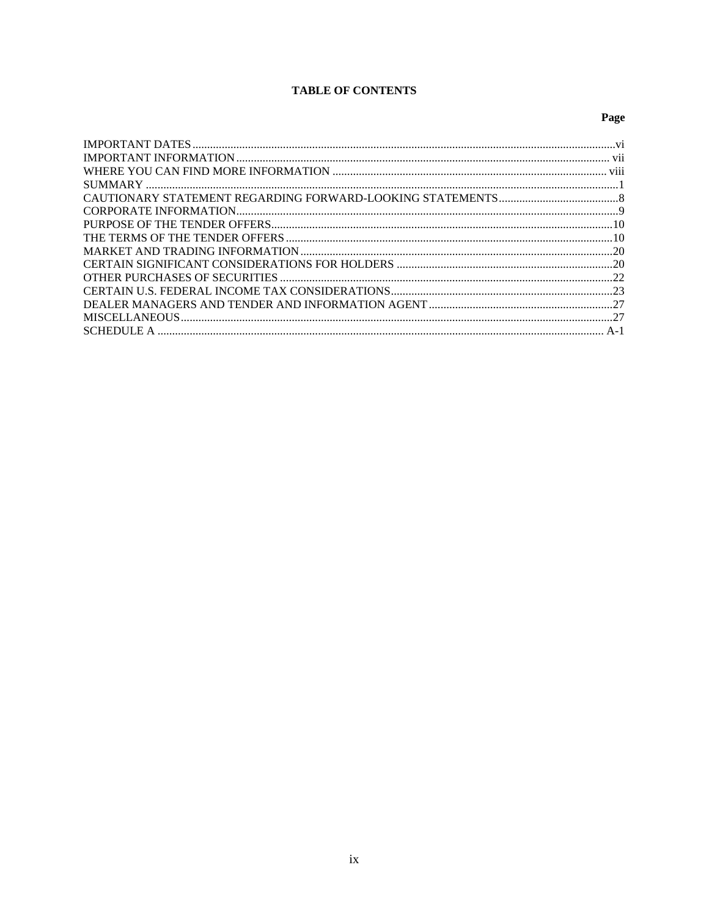# TABLE OF CONTENTS

| | Page |
|---|---|
| IMPORTANT DATES | vi |
| IMPORTANT INFORMATION | vii |
| WHERE YOU CAN FIND MORE INFORMATION | viii |
| SUMMARY | 1 |
| CAUTIONARY STATEMENT REGARDING FORWARD-LOOKING STATEMENTS | 8 |
| CORPORATE INFORMATION | 9 |
| PURPOSE OF THE TENDER OFFERS | 10 |
| THE TERMS OF THE TENDER OFFERS | 10 |
| MARKET AND TRADING INFORMATION | 20 |
| CERTAIN SIGNIFICANT CONSIDERATIONS FOR HOLDERS | 20 |
| OTHER PURCHASES OF SECURITIES | 22 |
| CERTAIN U.S. FEDERAL INCOME TAX CONSIDERATIONS | 23 |
| DEALER MANAGERS AND TENDER AND INFORMATION AGENT | 27 |
| MISCELLANEOUS | 27 |
| SCHEDULE A | A-1 |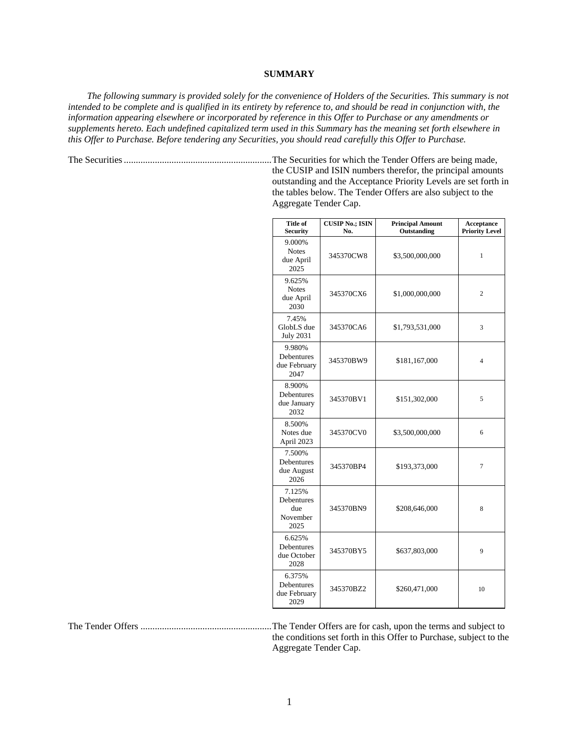# SUMMARY

*The following summary is provided solely for the convenience of Holders of the Securities. This summary is not intended to be complete and is qualified in its entirety by reference to, and should be read in conjunction with, the information appearing elsewhere or incorporated by reference in this Offer to Purchase or any amendments or supplements hereto. Each undefined capitalized term used in this Summary has the meaning set forth elsewhere in this Offer to Purchase. Before tendering any Securities, you should read carefully this Offer to Purchase.*

The Securities .............................................................. The Securities for which the Tender Offers are being made, the CUSIP and ISIN numbers therefor, the principal amounts outstanding and the Acceptance Priority Levels are set forth in the tables below. The Tender Offers are also subject to the Aggregate Tender Cap.

| Title of Security | CUSIP No.; ISIN No. | Principal Amount Outstanding | Acceptance Priority Level |
|---|---|---|---|
| 9.000% Notes due April 2025 | 345370CW8 | $3,500,000,000 | 1 |
| 9.625% Notes due April 2030 | 345370CX6 | $1,000,000,000 | 2 |
| 7.45% GlobLS due July 2031 | 345370CA6 | $1,793,531,000 | 3 |
| 9.980% Debentures due February 2047 | 345370BW9 | $181,167,000 | 4 |
| 8.900% Debentures due January 2032 | 345370BV1 | $151,302,000 | 5 |
| 8.500% Notes due April 2023 | 345370CV0 | $3,500,000,000 | 6 |
| 7.500% Debentures due August 2026 | 345370BP4 | $193,373,000 | 7 |
| 7.125% Debentures due November 2025 | 345370BN9 | $208,646,000 | 8 |
| 6.625% Debentures due October 2028 | 345370BY5 | $637,803,000 | 9 |
| 6.375% Debentures due February 2029 | 345370BZ2 | $260,471,000 | 10 |

The Tender Offers ....................................................... The Tender Offers are for cash, upon the terms and subject to the conditions set forth in this Offer to Purchase, subject to the Aggregate Tender Cap.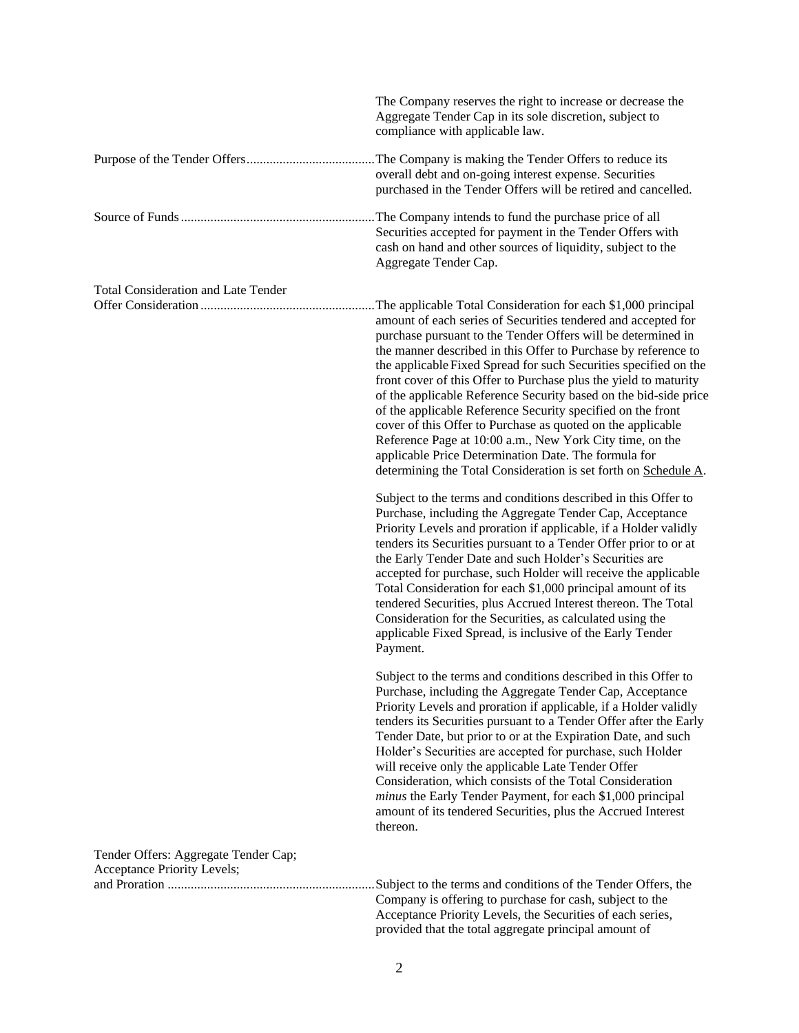The Company reserves the right to increase or decrease the Aggregate Tender Cap in its sole discretion, subject to compliance with applicable law.

**Purpose of the Tender Offers**: The Company is making the Tender Offers to reduce its overall debt and on-going interest expense. Securities purchased in the Tender Offers will be retired and cancelled.

**Source of Funds**: The Company intends to fund the purchase price of all Securities accepted for payment in the Tender Offers with cash on hand and other sources of liquidity, subject to the Aggregate Tender Cap.

**Total Consideration and Late Tender Offer Consideration**: The applicable Total Consideration for each $1,000 principal amount of each series of Securities tendered and accepted for purchase pursuant to the Tender Offers will be determined in the manner described in this Offer to Purchase by reference to the applicable Fixed Spread for such Securities specified on the front cover of this Offer to Purchase plus the yield to maturity of the applicable Reference Security based on the bid-side price of the applicable Reference Security specified on the front cover of this Offer to Purchase as quoted on the applicable Reference Page at 10:00 a.m., New York City time, on the applicable Price Determination Date. The formula for determining the Total Consideration is set forth on Schedule A.

Subject to the terms and conditions described in this Offer to Purchase, including the Aggregate Tender Cap, Acceptance Priority Levels and proration if applicable, if a Holder validly tenders its Securities pursuant to a Tender Offer prior to or at the Early Tender Date and such Holder's Securities are accepted for purchase, such Holder will receive the applicable Total Consideration for each $1,000 principal amount of its tendered Securities, plus Accrued Interest thereon. The Total Consideration for the Securities, as calculated using the applicable Fixed Spread, is inclusive of the Early Tender Payment.

Subject to the terms and conditions described in this Offer to Purchase, including the Aggregate Tender Cap, Acceptance Priority Levels and proration if applicable, if a Holder validly tenders its Securities pursuant to a Tender Offer after the Early Tender Date, but prior to or at the Expiration Date, and such Holder's Securities are accepted for purchase, such Holder will receive only the applicable Late Tender Offer Consideration, which consists of the Total Consideration *minus* the Early Tender Payment, for each $1,000 principal amount of its tendered Securities, plus the Accrued Interest thereon.

**Tender Offers: Aggregate Tender Cap; Acceptance Priority Levels; and Proration**: Subject to the terms and conditions of the Tender Offers, the Company is offering to purchase for cash, subject to the Acceptance Priority Levels, the Securities of each series, provided that the total aggregate principal amount of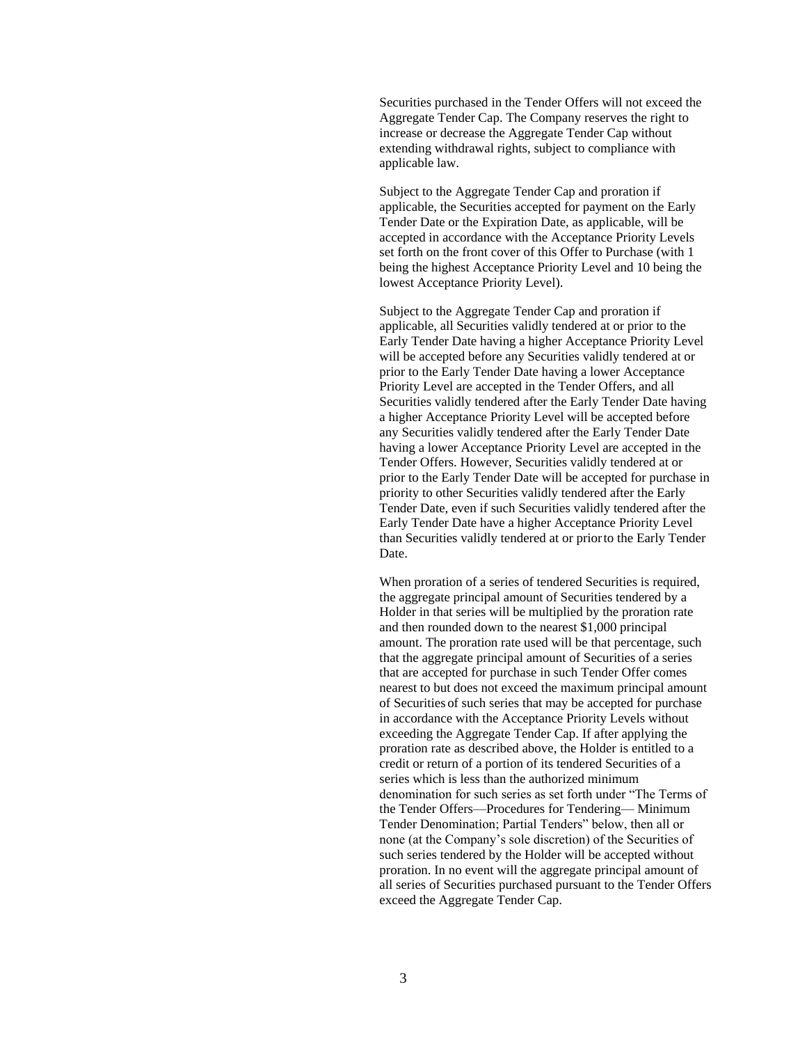Securities purchased in the Tender Offers will not exceed the Aggregate Tender Cap. The Company reserves the right to increase or decrease the Aggregate Tender Cap without extending withdrawal rights, subject to compliance with applicable law.

Subject to the Aggregate Tender Cap and proration if applicable, the Securities accepted for payment on the Early Tender Date or the Expiration Date, as applicable, will be accepted in accordance with the Acceptance Priority Levels set forth on the front cover of this Offer to Purchase (with 1 being the highest Acceptance Priority Level and 10 being the lowest Acceptance Priority Level).

Subject to the Aggregate Tender Cap and proration if applicable, all Securities validly tendered at or prior to the Early Tender Date having a higher Acceptance Priority Level will be accepted before any Securities validly tendered at or prior to the Early Tender Date having a lower Acceptance Priority Level are accepted in the Tender Offers, and all Securities validly tendered after the Early Tender Date having a higher Acceptance Priority Level will be accepted before any Securities validly tendered after the Early Tender Date having a lower Acceptance Priority Level are accepted in the Tender Offers. However, Securities validly tendered at or prior to the Early Tender Date will be accepted for purchase in priority to other Securities validly tendered after the Early Tender Date, even if such Securities validly tendered after the Early Tender Date have a higher Acceptance Priority Level than Securities validly tendered at or prior to the Early Tender Date.

When proration of a series of tendered Securities is required, the aggregate principal amount of Securities tendered by a Holder in that series will be multiplied by the proration rate and then rounded down to the nearest $1,000 principal amount. The proration rate used will be that percentage, such that the aggregate principal amount of Securities of a series that are accepted for purchase in such Tender Offer comes nearest to but does not exceed the maximum principal amount of Securities of such series that may be accepted for purchase in accordance with the Acceptance Priority Levels without exceeding the Aggregate Tender Cap. If after applying the proration rate as described above, the Holder is entitled to a credit or return of a portion of its tendered Securities of a series which is less than the authorized minimum denomination for such series as set forth under "The Terms of the Tender Offers—Procedures for Tendering— Minimum Tender Denomination; Partial Tenders" below, then all or none (at the Company's sole discretion) of the Securities of such series tendered by the Holder will be accepted without proration. In no event will the aggregate principal amount of all series of Securities purchased pursuant to the Tender Offers exceed the Aggregate Tender Cap.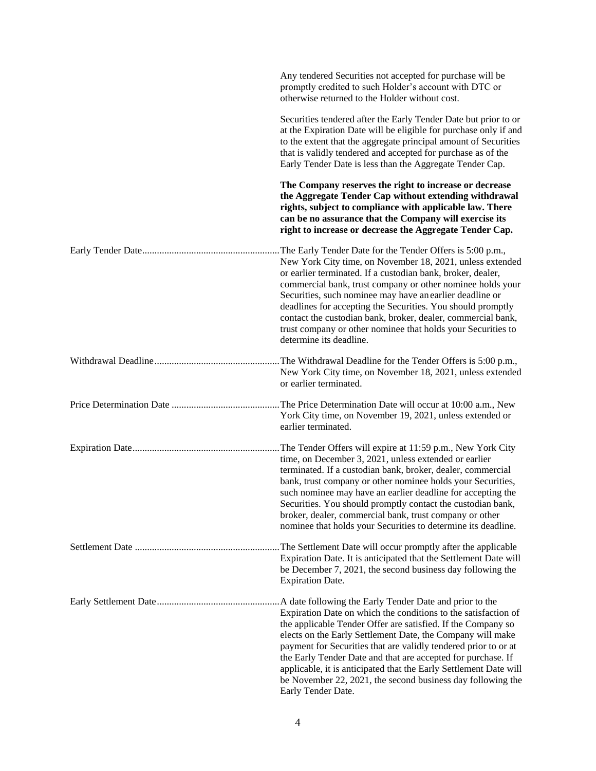Any tendered Securities not accepted for purchase will be promptly credited to such Holder's account with DTC or otherwise returned to the Holder without cost.

Securities tendered after the Early Tender Date but prior to or at the Expiration Date will be eligible for purchase only if and to the extent that the aggregate principal amount of Securities that is validly tendered and accepted for purchase as of the Early Tender Date is less than the Aggregate Tender Cap.

**The Company reserves the right to increase or decrease the Aggregate Tender Cap without extending withdrawal rights, subject to compliance with applicable law. There can be no assurance that the Company will exercise its right to increase or decrease the Aggregate Tender Cap.**

Early Tender Date........................................................The Early Tender Date for the Tender Offers is 5:00 p.m., New York City time, on November 18, 2021, unless extended or earlier terminated. If a custodian bank, broker, dealer, commercial bank, trust company or other nominee holds your Securities, such nominee may have an earlier deadline or deadlines for accepting the Securities. You should promptly contact the custodian bank, broker, dealer, commercial bank, trust company or other nominee that holds your Securities to determine its deadline.

Withdrawal Deadline...................................................The Withdrawal Deadline for the Tender Offers is 5:00 p.m., New York City time, on November 18, 2021, unless extended or earlier terminated.

Price Determination Date ............................................The Price Determination Date will occur at 10:00 a.m., New York City time, on November 19, 2021, unless extended or earlier terminated.

Expiration Date............................................................The Tender Offers will expire at 11:59 p.m., New York City time, on December 3, 2021, unless extended or earlier terminated. If a custodian bank, broker, dealer, commercial bank, trust company or other nominee holds your Securities, such nominee may have an earlier deadline for accepting the Securities. You should promptly contact the custodian bank, broker, dealer, commercial bank, trust company or other nominee that holds your Securities to determine its deadline.

Settlement Date ...........................................................The Settlement Date will occur promptly after the applicable Expiration Date. It is anticipated that the Settlement Date will be December 7, 2021, the second business day following the Expiration Date.

Early Settlement Date..................................................A date following the Early Tender Date and prior to the Expiration Date on which the conditions to the satisfaction of the applicable Tender Offer are satisfied. If the Company so elects on the Early Settlement Date, the Company will make payment for Securities that are validly tendered prior to or at the Early Tender Date and that are accepted for purchase. If applicable, it is anticipated that the Early Settlement Date will be November 22, 2021, the second business day following the Early Tender Date.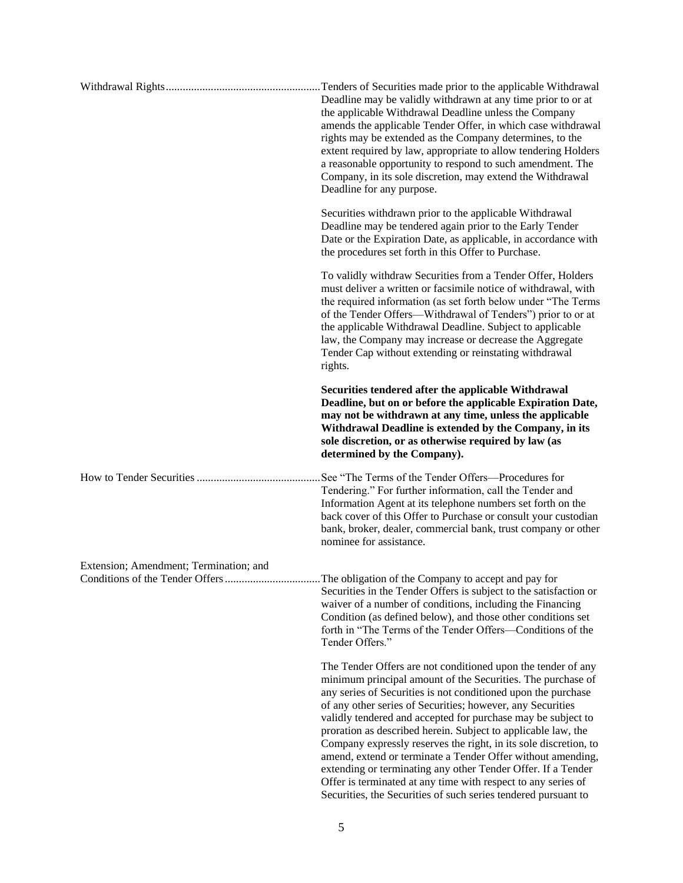**Withdrawal Rights**: Tenders of Securities made prior to the applicable Withdrawal Deadline may be validly withdrawn at any time prior to or at the applicable Withdrawal Deadline unless the Company amends the applicable Tender Offer, in which case withdrawal rights may be extended as the Company determines, to the extent required by law, appropriate to allow tendering Holders a reasonable opportunity to respond to such amendment. The Company, in its sole discretion, may extend the Withdrawal Deadline for any purpose.

Securities withdrawn prior to the applicable Withdrawal Deadline may be tendered again prior to the Early Tender Date or the Expiration Date, as applicable, in accordance with the procedures set forth in this Offer to Purchase.

To validly withdraw Securities from a Tender Offer, Holders must deliver a written or facsimile notice of withdrawal, with the required information (as set forth below under "The Terms of the Tender Offers—Withdrawal of Tenders") prior to or at the applicable Withdrawal Deadline. Subject to applicable law, the Company may increase or decrease the Aggregate Tender Cap without extending or reinstating withdrawal rights.

**Securities tendered after the applicable Withdrawal Deadline, but on or before the applicable Expiration Date, may not be withdrawn at any time, unless the applicable Withdrawal Deadline is extended by the Company, in its sole discretion, or as otherwise required by law (as determined by the Company).**

**How to Tender Securities**: See "The Terms of the Tender Offers—Procedures for Tendering." For further information, call the Tender and Information Agent at its telephone numbers set forth on the back cover of this Offer to Purchase or consult your custodian bank, broker, dealer, commercial bank, trust company or other nominee for assistance.

**Extension; Amendment; Termination; and Conditions of the Tender Offers**: The obligation of the Company to accept and pay for Securities in the Tender Offers is subject to the satisfaction or waiver of a number of conditions, including the Financing Condition (as defined below), and those other conditions set forth in "The Terms of the Tender Offers—Conditions of the Tender Offers."

The Tender Offers are not conditioned upon the tender of any minimum principal amount of the Securities. The purchase of any series of Securities is not conditioned upon the purchase of any other series of Securities; however, any Securities validly tendered and accepted for purchase may be subject to proration as described herein. Subject to applicable law, the Company expressly reserves the right, in its sole discretion, to amend, extend or terminate a Tender Offer without amending, extending or terminating any other Tender Offer. If a Tender Offer is terminated at any time with respect to any series of Securities, the Securities of such series tendered pursuant to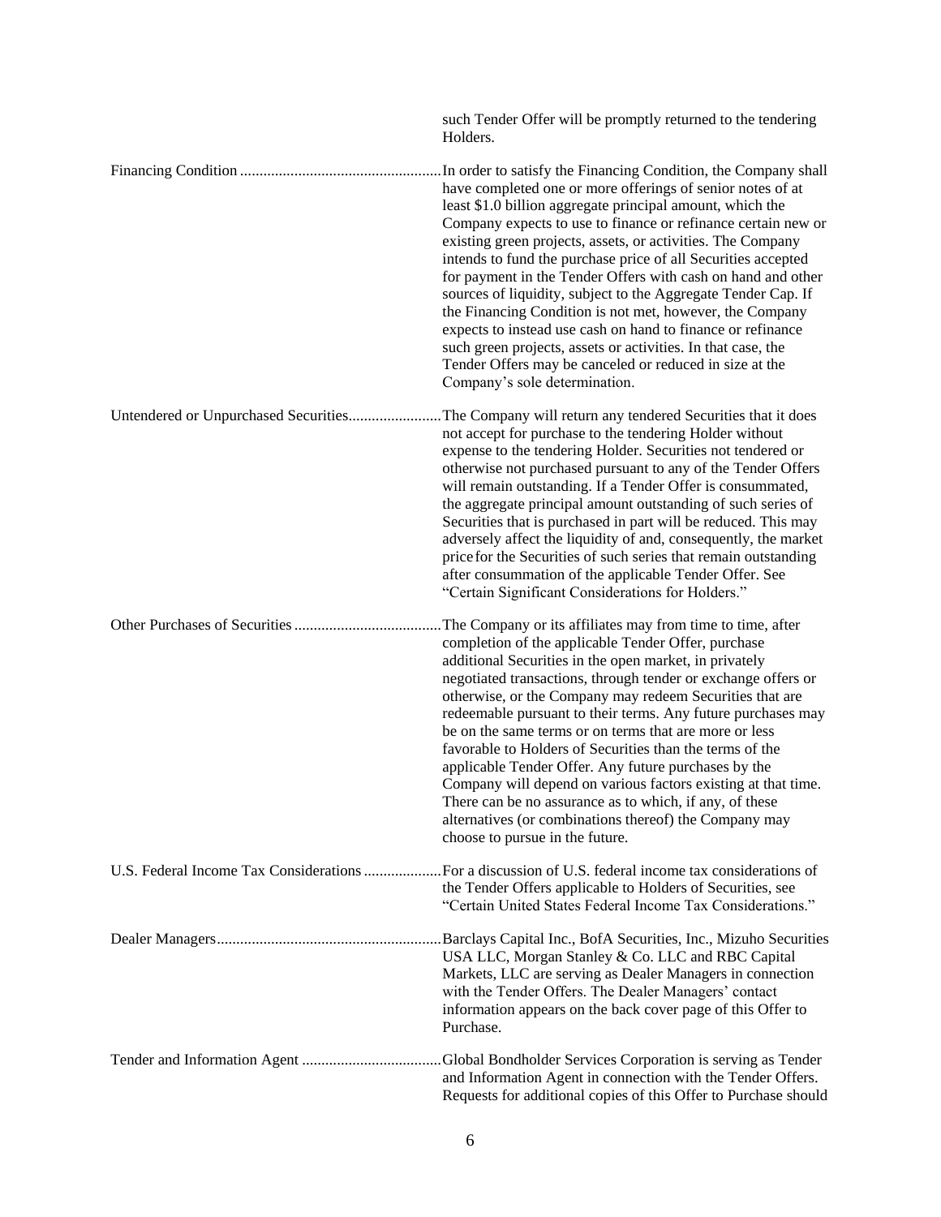such Tender Offer will be promptly returned to the tendering Holders.

Financing Condition ..................................................... In order to satisfy the Financing Condition, the Company shall have completed one or more offerings of senior notes of at least $1.0 billion aggregate principal amount, which the Company expects to use to finance or refinance certain new or existing green projects, assets, or activities. The Company intends to fund the purchase price of all Securities accepted for payment in the Tender Offers with cash on hand and other sources of liquidity, subject to the Aggregate Tender Cap. If the Financing Condition is not met, however, the Company expects to instead use cash on hand to finance or refinance such green projects, assets or activities. In that case, the Tender Offers may be canceled or reduced in size at the Company's sole determination.

Untendered or Unpurchased Securities........................ The Company will return any tendered Securities that it does not accept for purchase to the tendering Holder without expense to the tendering Holder. Securities not tendered or otherwise not purchased pursuant to any of the Tender Offers will remain outstanding. If a Tender Offer is consummated, the aggregate principal amount outstanding of such series of Securities that is purchased in part will be reduced. This may adversely affect the liquidity of and, consequently, the market price for the Securities of such series that remain outstanding after consummation of the applicable Tender Offer. See "Certain Significant Considerations for Holders."

Other Purchases of Securities ...................................... The Company or its affiliates may from time to time, after completion of the applicable Tender Offer, purchase additional Securities in the open market, in privately negotiated transactions, through tender or exchange offers or otherwise, or the Company may redeem Securities that are redeemable pursuant to their terms. Any future purchases may be on the same terms or on terms that are more or less favorable to Holders of Securities than the terms of the applicable Tender Offer. Any future purchases by the Company will depend on various factors existing at that time. There can be no assurance as to which, if any, of these alternatives (or combinations thereof) the Company may choose to pursue in the future.

U.S. Federal Income Tax Considerations .................... For a discussion of U.S. federal income tax considerations of the Tender Offers applicable to Holders of Securities, see "Certain United States Federal Income Tax Considerations."

Dealer Managers.......................................................... Barclays Capital Inc., BofA Securities, Inc., Mizuho Securities USA LLC, Morgan Stanley & Co. LLC and RBC Capital Markets, LLC are serving as Dealer Managers in connection with the Tender Offers. The Dealer Managers' contact information appears on the back cover page of this Offer to Purchase.

Tender and Information Agent .................................... Global Bondholder Services Corporation is serving as Tender and Information Agent in connection with the Tender Offers. Requests for additional copies of this Offer to Purchase should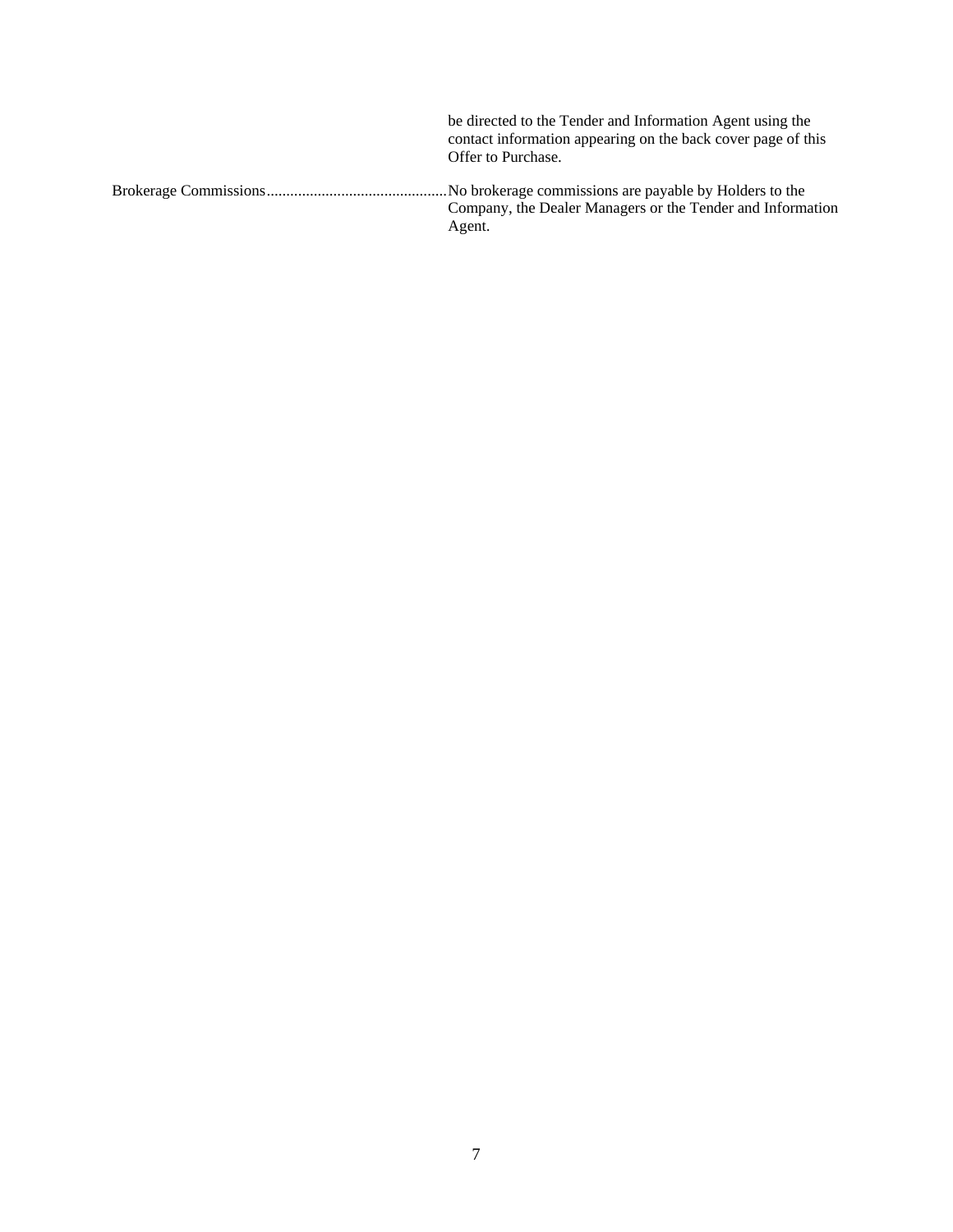| | |
|---|---|
| | be directed to the Tender and Information Agent using the contact information appearing on the back cover page of this Offer to Purchase. |
| Brokerage Commissions | No brokerage commissions are payable by Holders to the Company, the Dealer Managers or the Tender and Information Agent. |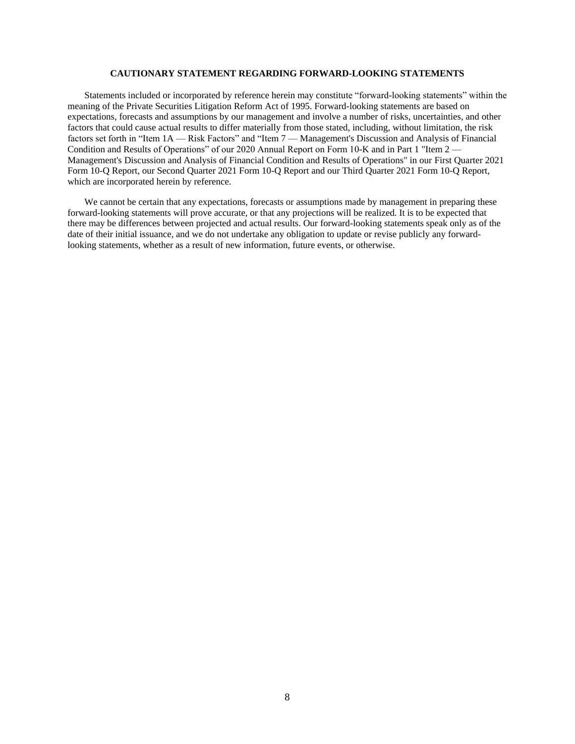**CAUTIONARY STATEMENT REGARDING FORWARD-LOOKING STATEMENTS**

Statements included or incorporated by reference herein may constitute "forward-looking statements" within the meaning of the Private Securities Litigation Reform Act of 1995. Forward-looking statements are based on expectations, forecasts and assumptions by our management and involve a number of risks, uncertainties, and other factors that could cause actual results to differ materially from those stated, including, without limitation, the risk factors set forth in "Item 1A — Risk Factors" and "Item 7 — Management's Discussion and Analysis of Financial Condition and Results of Operations" of our 2020 Annual Report on Form 10-K and in Part 1 "Item 2 — Management's Discussion and Analysis of Financial Condition and Results of Operations" in our First Quarter 2021 Form 10-Q Report, our Second Quarter 2021 Form 10-Q Report and our Third Quarter 2021 Form 10-Q Report, which are incorporated herein by reference.

We cannot be certain that any expectations, forecasts or assumptions made by management in preparing these forward-looking statements will prove accurate, or that any projections will be realized. It is to be expected that there may be differences between projected and actual results. Our forward-looking statements speak only as of the date of their initial issuance, and we do not undertake any obligation to update or revise publicly any forward-looking statements, whether as a result of new information, future events, or otherwise.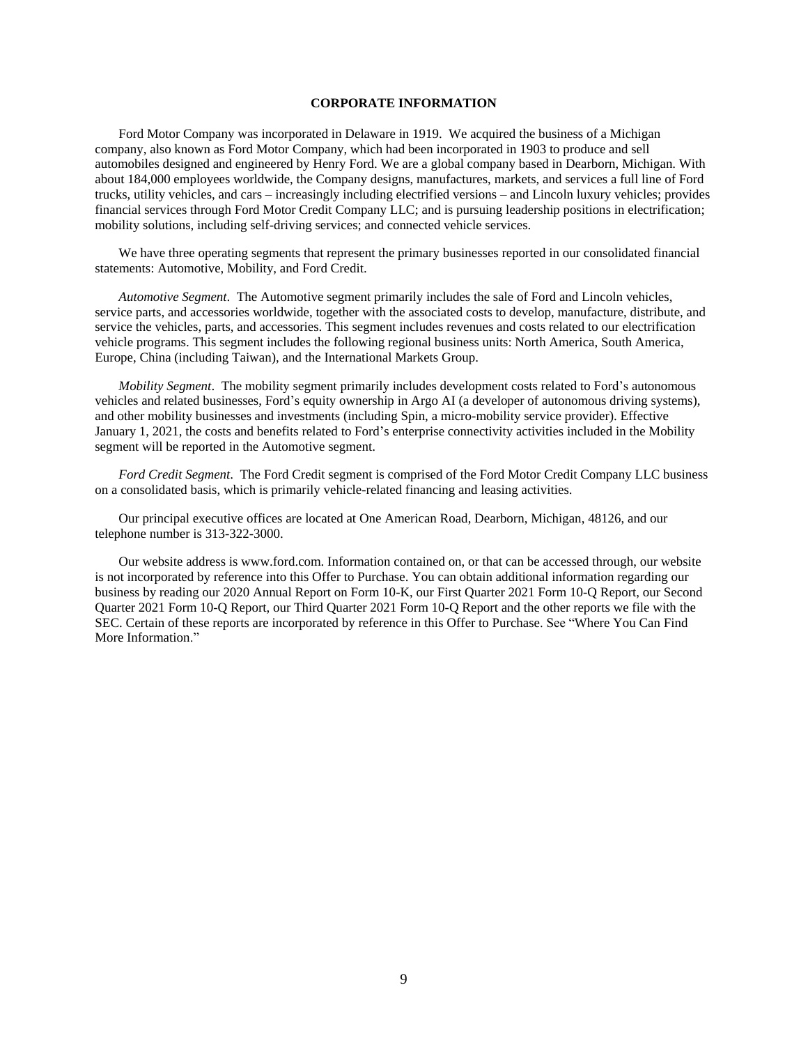## CORPORATE INFORMATION

Ford Motor Company was incorporated in Delaware in 1919. We acquired the business of a Michigan company, also known as Ford Motor Company, which had been incorporated in 1903 to produce and sell automobiles designed and engineered by Henry Ford. We are a global company based in Dearborn, Michigan. With about 184,000 employees worldwide, the Company designs, manufactures, markets, and services a full line of Ford trucks, utility vehicles, and cars – increasingly including electrified versions – and Lincoln luxury vehicles; provides financial services through Ford Motor Credit Company LLC; and is pursuing leadership positions in electrification; mobility solutions, including self-driving services; and connected vehicle services.

We have three operating segments that represent the primary businesses reported in our consolidated financial statements: Automotive, Mobility, and Ford Credit.

*Automotive Segment*. The Automotive segment primarily includes the sale of Ford and Lincoln vehicles, service parts, and accessories worldwide, together with the associated costs to develop, manufacture, distribute, and service the vehicles, parts, and accessories. This segment includes revenues and costs related to our electrification vehicle programs. This segment includes the following regional business units: North America, South America, Europe, China (including Taiwan), and the International Markets Group.

*Mobility Segment*. The mobility segment primarily includes development costs related to Ford's autonomous vehicles and related businesses, Ford's equity ownership in Argo AI (a developer of autonomous driving systems), and other mobility businesses and investments (including Spin, a micro-mobility service provider). Effective January 1, 2021, the costs and benefits related to Ford's enterprise connectivity activities included in the Mobility segment will be reported in the Automotive segment.

*Ford Credit Segment*. The Ford Credit segment is comprised of the Ford Motor Credit Company LLC business on a consolidated basis, which is primarily vehicle-related financing and leasing activities.

Our principal executive offices are located at One American Road, Dearborn, Michigan, 48126, and our telephone number is 313-322-3000.

Our website address is www.ford.com. Information contained on, or that can be accessed through, our website is not incorporated by reference into this Offer to Purchase. You can obtain additional information regarding our business by reading our 2020 Annual Report on Form 10-K, our First Quarter 2021 Form 10-Q Report, our Second Quarter 2021 Form 10-Q Report, our Third Quarter 2021 Form 10-Q Report and the other reports we file with the SEC. Certain of these reports are incorporated by reference in this Offer to Purchase. See "Where You Can Find More Information."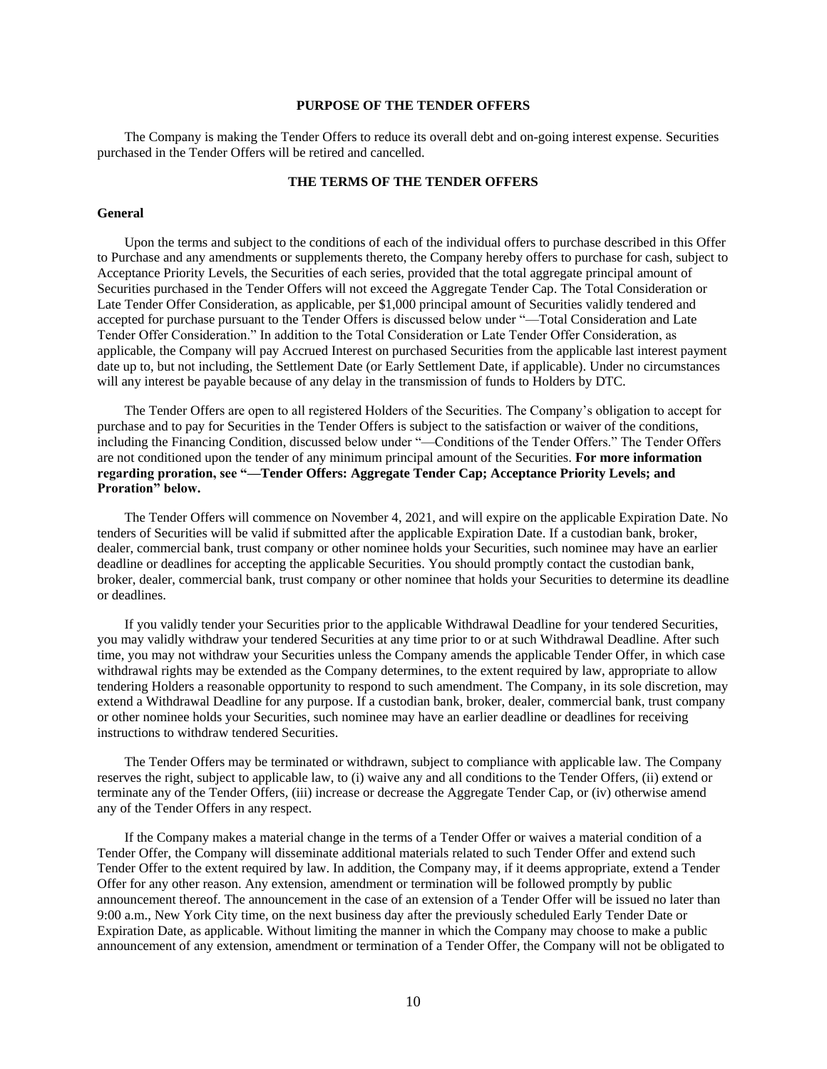## PURPOSE OF THE TENDER OFFERS

The Company is making the Tender Offers to reduce its overall debt and on-going interest expense. Securities purchased in the Tender Offers will be retired and cancelled.

## THE TERMS OF THE TENDER OFFERS

### General

Upon the terms and subject to the conditions of each of the individual offers to purchase described in this Offer to Purchase and any amendments or supplements thereto, the Company hereby offers to purchase for cash, subject to Acceptance Priority Levels, the Securities of each series, provided that the total aggregate principal amount of Securities purchased in the Tender Offers will not exceed the Aggregate Tender Cap. The Total Consideration or Late Tender Offer Consideration, as applicable, per $1,000 principal amount of Securities validly tendered and accepted for purchase pursuant to the Tender Offers is discussed below under "—Total Consideration and Late Tender Offer Consideration." In addition to the Total Consideration or Late Tender Offer Consideration, as applicable, the Company will pay Accrued Interest on purchased Securities from the applicable last interest payment date up to, but not including, the Settlement Date (or Early Settlement Date, if applicable). Under no circumstances will any interest be payable because of any delay in the transmission of funds to Holders by DTC.

The Tender Offers are open to all registered Holders of the Securities. The Company's obligation to accept for purchase and to pay for Securities in the Tender Offers is subject to the satisfaction or waiver of the conditions, including the Financing Condition, discussed below under "—Conditions of the Tender Offers." The Tender Offers are not conditioned upon the tender of any minimum principal amount of the Securities. **For more information regarding proration, see "—Tender Offers: Aggregate Tender Cap; Acceptance Priority Levels; and Proration" below.**

The Tender Offers will commence on November 4, 2021, and will expire on the applicable Expiration Date. No tenders of Securities will be valid if submitted after the applicable Expiration Date. If a custodian bank, broker, dealer, commercial bank, trust company or other nominee holds your Securities, such nominee may have an earlier deadline or deadlines for accepting the applicable Securities. You should promptly contact the custodian bank, broker, dealer, commercial bank, trust company or other nominee that holds your Securities to determine its deadline or deadlines.

If you validly tender your Securities prior to the applicable Withdrawal Deadline for your tendered Securities, you may validly withdraw your tendered Securities at any time prior to or at such Withdrawal Deadline. After such time, you may not withdraw your Securities unless the Company amends the applicable Tender Offer, in which case withdrawal rights may be extended as the Company determines, to the extent required by law, appropriate to allow tendering Holders a reasonable opportunity to respond to such amendment. The Company, in its sole discretion, may extend a Withdrawal Deadline for any purpose. If a custodian bank, broker, dealer, commercial bank, trust company or other nominee holds your Securities, such nominee may have an earlier deadline or deadlines for receiving instructions to withdraw tendered Securities.

The Tender Offers may be terminated or withdrawn, subject to compliance with applicable law. The Company reserves the right, subject to applicable law, to (i) waive any and all conditions to the Tender Offers, (ii) extend or terminate any of the Tender Offers, (iii) increase or decrease the Aggregate Tender Cap, or (iv) otherwise amend any of the Tender Offers in any respect.

If the Company makes a material change in the terms of a Tender Offer or waives a material condition of a Tender Offer, the Company will disseminate additional materials related to such Tender Offer and extend such Tender Offer to the extent required by law. In addition, the Company may, if it deems appropriate, extend a Tender Offer for any other reason. Any extension, amendment or termination will be followed promptly by public announcement thereof. The announcement in the case of an extension of a Tender Offer will be issued no later than 9:00 a.m., New York City time, on the next business day after the previously scheduled Early Tender Date or Expiration Date, as applicable. Without limiting the manner in which the Company may choose to make a public announcement of any extension, amendment or termination of a Tender Offer, the Company will not be obligated to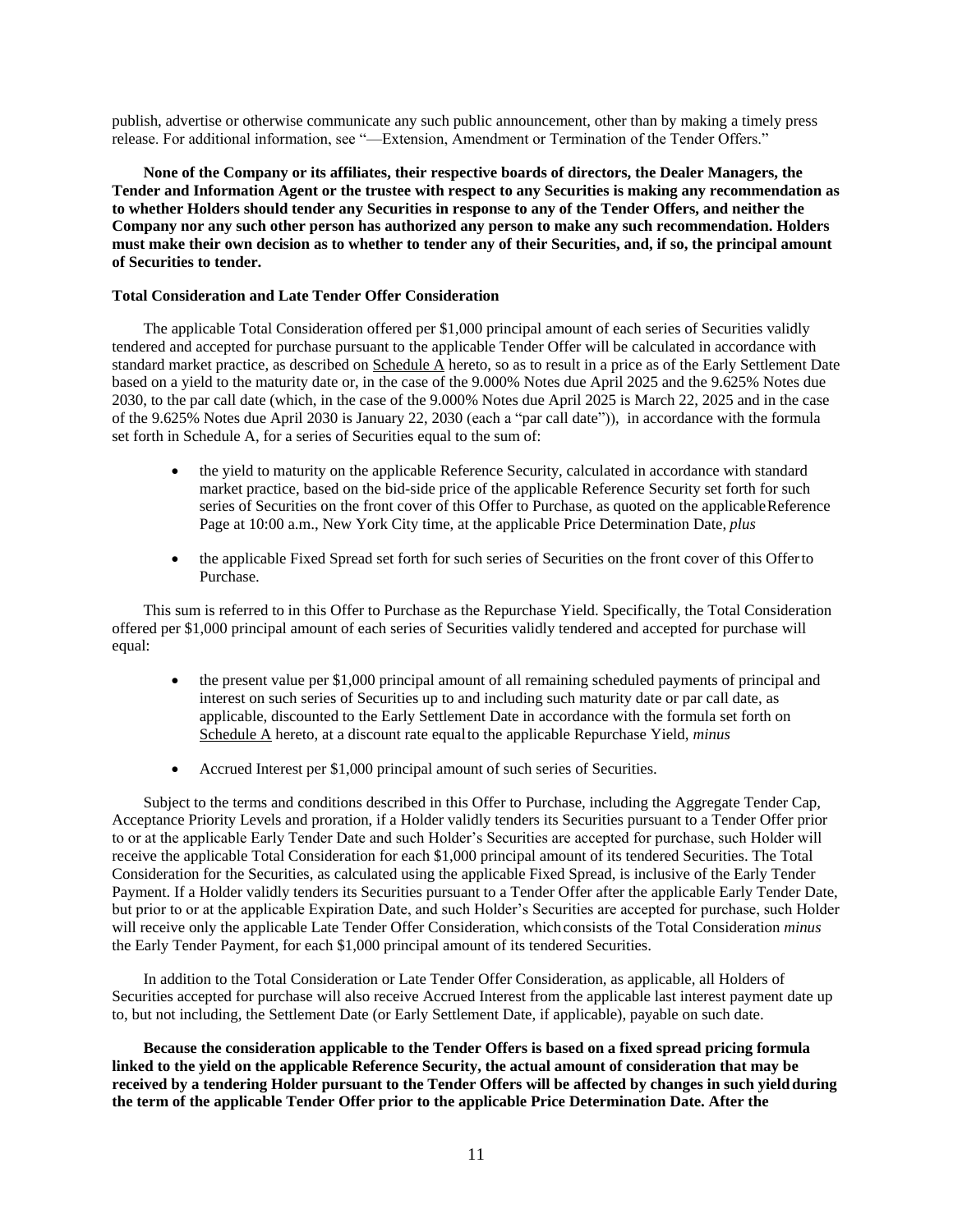publish, advertise or otherwise communicate any such public announcement, other than by making a timely press release. For additional information, see "—Extension, Amendment or Termination of the Tender Offers."

**None of the Company or its affiliates, their respective boards of directors, the Dealer Managers, the Tender and Information Agent or the trustee with respect to any Securities is making any recommendation as to whether Holders should tender any Securities in response to any of the Tender Offers, and neither the Company nor any such other person has authorized any person to make any such recommendation. Holders must make their own decision as to whether to tender any of their Securities, and, if so, the principal amount of Securities to tender.**

**Total Consideration and Late Tender Offer Consideration**

The applicable Total Consideration offered per $1,000 principal amount of each series of Securities validly tendered and accepted for purchase pursuant to the applicable Tender Offer will be calculated in accordance with standard market practice, as described on Schedule A hereto, so as to result in a price as of the Early Settlement Date based on a yield to the maturity date or, in the case of the 9.000% Notes due April 2025 and the 9.625% Notes due 2030, to the par call date (which, in the case of the 9.000% Notes due April 2025 is March 22, 2025 and in the case of the 9.625% Notes due April 2030 is January 22, 2030 (each a "par call date")), in accordance with the formula set forth in Schedule A, for a series of Securities equal to the sum of:

- the yield to maturity on the applicable Reference Security, calculated in accordance with standard market practice, based on the bid-side price of the applicable Reference Security set forth for such series of Securities on the front cover of this Offer to Purchase, as quoted on the applicable Reference Page at 10:00 a.m., New York City time, at the applicable Price Determination Date, *plus*
- the applicable Fixed Spread set forth for such series of Securities on the front cover of this Offer to Purchase.

This sum is referred to in this Offer to Purchase as the Repurchase Yield. Specifically, the Total Consideration offered per $1,000 principal amount of each series of Securities validly tendered and accepted for purchase will equal:

- the present value per $1,000 principal amount of all remaining scheduled payments of principal and interest on such series of Securities up to and including such maturity date or par call date, as applicable, discounted to the Early Settlement Date in accordance with the formula set forth on Schedule A hereto, at a discount rate equal to the applicable Repurchase Yield, *minus*
- Accrued Interest per $1,000 principal amount of such series of Securities.

Subject to the terms and conditions described in this Offer to Purchase, including the Aggregate Tender Cap, Acceptance Priority Levels and proration, if a Holder validly tenders its Securities pursuant to a Tender Offer prior to or at the applicable Early Tender Date and such Holder's Securities are accepted for purchase, such Holder will receive the applicable Total Consideration for each $1,000 principal amount of its tendered Securities. The Total Consideration for the Securities, as calculated using the applicable Fixed Spread, is inclusive of the Early Tender Payment. If a Holder validly tenders its Securities pursuant to a Tender Offer after the applicable Early Tender Date, but prior to or at the applicable Expiration Date, and such Holder's Securities are accepted for purchase, such Holder will receive only the applicable Late Tender Offer Consideration, which consists of the Total Consideration *minus* the Early Tender Payment, for each $1,000 principal amount of its tendered Securities.

In addition to the Total Consideration or Late Tender Offer Consideration, as applicable, all Holders of Securities accepted for purchase will also receive Accrued Interest from the applicable last interest payment date up to, but not including, the Settlement Date (or Early Settlement Date, if applicable), payable on such date.

**Because the consideration applicable to the Tender Offers is based on a fixed spread pricing formula linked to the yield on the applicable Reference Security, the actual amount of consideration that may be received by a tendering Holder pursuant to the Tender Offers will be affected by changes in such yield during the term of the applicable Tender Offer prior to the applicable Price Determination Date. After the**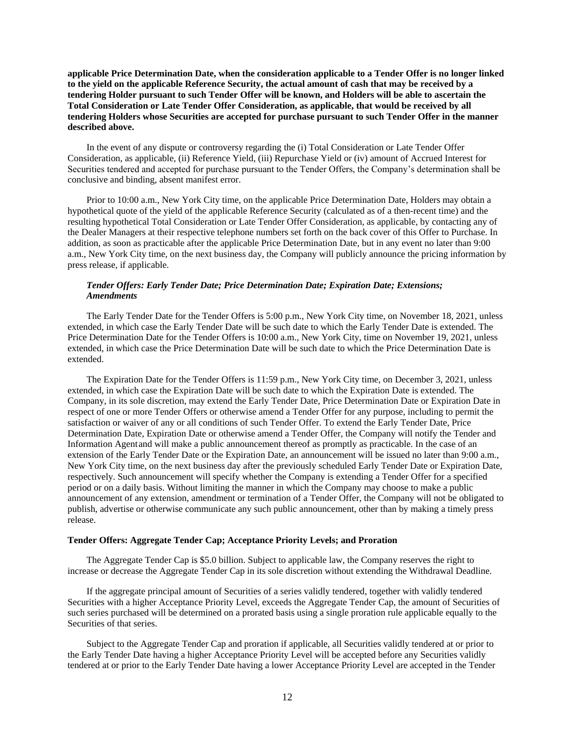**applicable Price Determination Date, when the consideration applicable to a Tender Offer is no longer linked to the yield on the applicable Reference Security, the actual amount of cash that may be received by a tendering Holder pursuant to such Tender Offer will be known, and Holders will be able to ascertain the Total Consideration or Late Tender Offer Consideration, as applicable, that would be received by all tendering Holders whose Securities are accepted for purchase pursuant to such Tender Offer in the manner described above.**

In the event of any dispute or controversy regarding the (i) Total Consideration or Late Tender Offer Consideration, as applicable, (ii) Reference Yield, (iii) Repurchase Yield or (iv) amount of Accrued Interest for Securities tendered and accepted for purchase pursuant to the Tender Offers, the Company's determination shall be conclusive and binding, absent manifest error.

Prior to 10:00 a.m., New York City time, on the applicable Price Determination Date, Holders may obtain a hypothetical quote of the yield of the applicable Reference Security (calculated as of a then-recent time) and the resulting hypothetical Total Consideration or Late Tender Offer Consideration, as applicable, by contacting any of the Dealer Managers at their respective telephone numbers set forth on the back cover of this Offer to Purchase. In addition, as soon as practicable after the applicable Price Determination Date, but in any event no later than 9:00 a.m., New York City time, on the next business day, the Company will publicly announce the pricing information by press release, if applicable.

***Tender Offers: Early Tender Date; Price Determination Date; Expiration Date; Extensions; Amendments***

The Early Tender Date for the Tender Offers is 5:00 p.m., New York City time, on November 18, 2021, unless extended, in which case the Early Tender Date will be such date to which the Early Tender Date is extended. The Price Determination Date for the Tender Offers is 10:00 a.m., New York City, time on November 19, 2021, unless extended, in which case the Price Determination Date will be such date to which the Price Determination Date is extended.

The Expiration Date for the Tender Offers is 11:59 p.m., New York City time, on December 3, 2021, unless extended, in which case the Expiration Date will be such date to which the Expiration Date is extended. The Company, in its sole discretion, may extend the Early Tender Date, Price Determination Date or Expiration Date in respect of one or more Tender Offers or otherwise amend a Tender Offer for any purpose, including to permit the satisfaction or waiver of any or all conditions of such Tender Offer. To extend the Early Tender Date, Price Determination Date, Expiration Date or otherwise amend a Tender Offer, the Company will notify the Tender and Information Agentand will make a public announcement thereof as promptly as practicable. In the case of an extension of the Early Tender Date or the Expiration Date, an announcement will be issued no later than 9:00 a.m., New York City time, on the next business day after the previously scheduled Early Tender Date or Expiration Date, respectively. Such announcement will specify whether the Company is extending a Tender Offer for a specified period or on a daily basis. Without limiting the manner in which the Company may choose to make a public announcement of any extension, amendment or termination of a Tender Offer, the Company will not be obligated to publish, advertise or otherwise communicate any such public announcement, other than by making a timely press release.

**Tender Offers: Aggregate Tender Cap; Acceptance Priority Levels; and Proration**

The Aggregate Tender Cap is $5.0 billion. Subject to applicable law, the Company reserves the right to increase or decrease the Aggregate Tender Cap in its sole discretion without extending the Withdrawal Deadline.

If the aggregate principal amount of Securities of a series validly tendered, together with validly tendered Securities with a higher Acceptance Priority Level, exceeds the Aggregate Tender Cap, the amount of Securities of such series purchased will be determined on a prorated basis using a single proration rule applicable equally to the Securities of that series.

Subject to the Aggregate Tender Cap and proration if applicable, all Securities validly tendered at or prior to the Early Tender Date having a higher Acceptance Priority Level will be accepted before any Securities validly tendered at or prior to the Early Tender Date having a lower Acceptance Priority Level are accepted in the Tender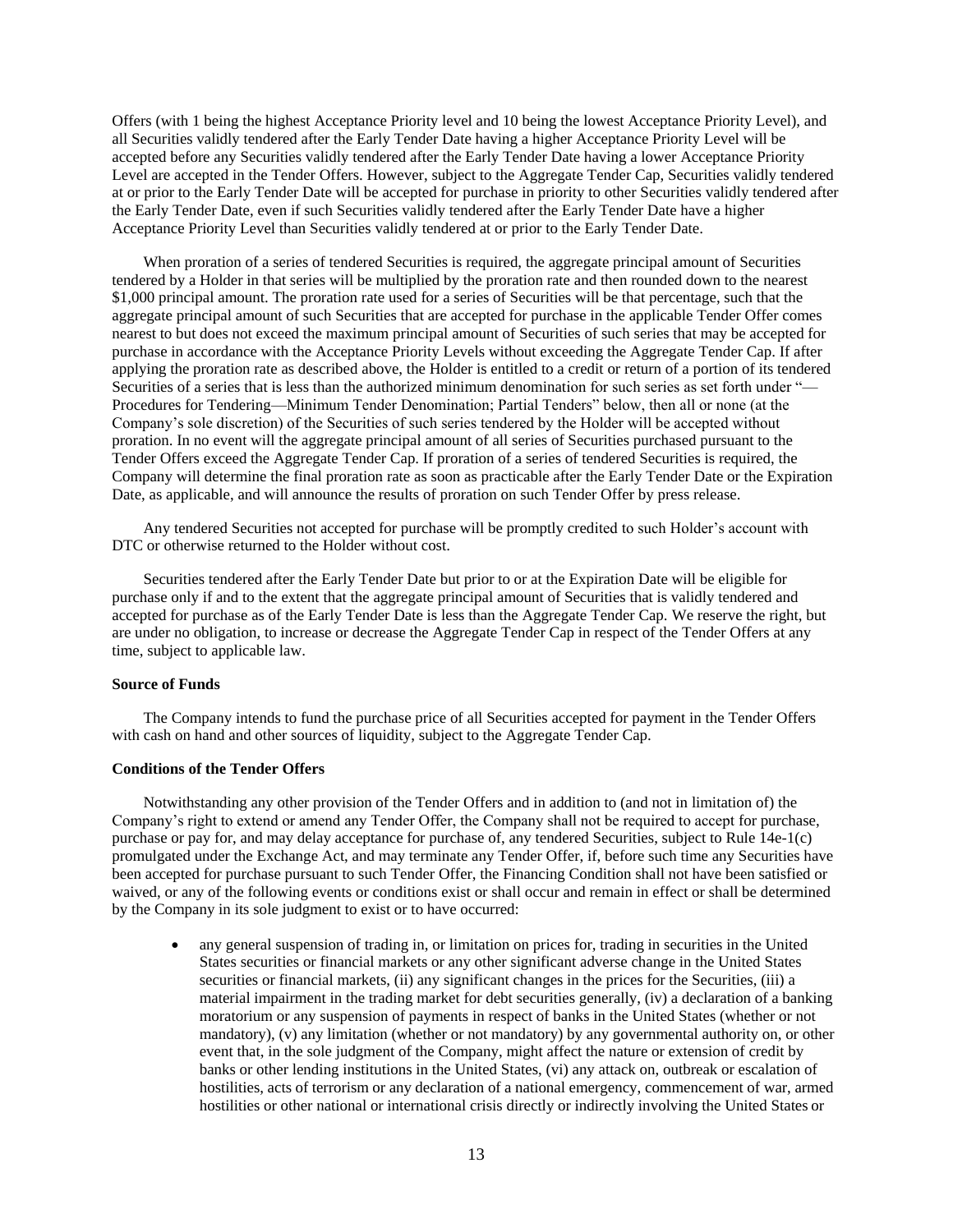Offers (with 1 being the highest Acceptance Priority level and 10 being the lowest Acceptance Priority Level), and all Securities validly tendered after the Early Tender Date having a higher Acceptance Priority Level will be accepted before any Securities validly tendered after the Early Tender Date having a lower Acceptance Priority Level are accepted in the Tender Offers. However, subject to the Aggregate Tender Cap, Securities validly tendered at or prior to the Early Tender Date will be accepted for purchase in priority to other Securities validly tendered after the Early Tender Date, even if such Securities validly tendered after the Early Tender Date have a higher Acceptance Priority Level than Securities validly tendered at or prior to the Early Tender Date.

When proration of a series of tendered Securities is required, the aggregate principal amount of Securities tendered by a Holder in that series will be multiplied by the proration rate and then rounded down to the nearest $1,000 principal amount. The proration rate used for a series of Securities will be that percentage, such that the aggregate principal amount of such Securities that are accepted for purchase in the applicable Tender Offer comes nearest to but does not exceed the maximum principal amount of Securities of such series that may be accepted for purchase in accordance with the Acceptance Priority Levels without exceeding the Aggregate Tender Cap. If after applying the proration rate as described above, the Holder is entitled to a credit or return of a portion of its tendered Securities of a series that is less than the authorized minimum denomination for such series as set forth under "—Procedures for Tendering—Minimum Tender Denomination; Partial Tenders" below, then all or none (at the Company's sole discretion) of the Securities of such series tendered by the Holder will be accepted without proration. In no event will the aggregate principal amount of all series of Securities purchased pursuant to the Tender Offers exceed the Aggregate Tender Cap. If proration of a series of tendered Securities is required, the Company will determine the final proration rate as soon as practicable after the Early Tender Date or the Expiration Date, as applicable, and will announce the results of proration on such Tender Offer by press release.

Any tendered Securities not accepted for purchase will be promptly credited to such Holder's account with DTC or otherwise returned to the Holder without cost.

Securities tendered after the Early Tender Date but prior to or at the Expiration Date will be eligible for purchase only if and to the extent that the aggregate principal amount of Securities that is validly tendered and accepted for purchase as of the Early Tender Date is less than the Aggregate Tender Cap. We reserve the right, but are under no obligation, to increase or decrease the Aggregate Tender Cap in respect of the Tender Offers at any time, subject to applicable law.

**Source of Funds**

The Company intends to fund the purchase price of all Securities accepted for payment in the Tender Offers with cash on hand and other sources of liquidity, subject to the Aggregate Tender Cap.

**Conditions of the Tender Offers**

Notwithstanding any other provision of the Tender Offers and in addition to (and not in limitation of) the Company's right to extend or amend any Tender Offer, the Company shall not be required to accept for purchase, purchase or pay for, and may delay acceptance for purchase of, any tendered Securities, subject to Rule 14e-1(c) promulgated under the Exchange Act, and may terminate any Tender Offer, if, before such time any Securities have been accepted for purchase pursuant to such Tender Offer, the Financing Condition shall not have been satisfied or waived, or any of the following events or conditions exist or shall occur and remain in effect or shall be determined by the Company in its sole judgment to exist or to have occurred:

- any general suspension of trading in, or limitation on prices for, trading in securities in the United States securities or financial markets or any other significant adverse change in the United States securities or financial markets, (ii) any significant changes in the prices for the Securities, (iii) a material impairment in the trading market for debt securities generally, (iv) a declaration of a banking moratorium or any suspension of payments in respect of banks in the United States (whether or not mandatory), (v) any limitation (whether or not mandatory) by any governmental authority on, or other event that, in the sole judgment of the Company, might affect the nature or extension of credit by banks or other lending institutions in the United States, (vi) any attack on, outbreak or escalation of hostilities, acts of terrorism or any declaration of a national emergency, commencement of war, armed hostilities or other national or international crisis directly or indirectly involving the United States or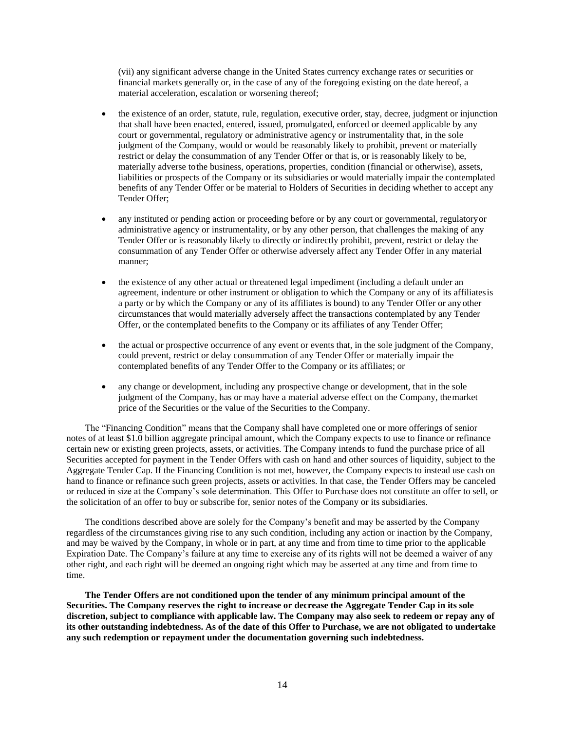(vii) any significant adverse change in the United States currency exchange rates or securities or financial markets generally or, in the case of any of the foregoing existing on the date hereof, a material acceleration, escalation or worsening thereof;

- the existence of an order, statute, rule, regulation, executive order, stay, decree, judgment or injunction that shall have been enacted, entered, issued, promulgated, enforced or deemed applicable by any court or governmental, regulatory or administrative agency or instrumentality that, in the sole judgment of the Company, would or would be reasonably likely to prohibit, prevent or materially restrict or delay the consummation of any Tender Offer or that is, or is reasonably likely to be, materially adverse to the business, operations, properties, condition (financial or otherwise), assets, liabilities or prospects of the Company or its subsidiaries or would materially impair the contemplated benefits of any Tender Offer or be material to Holders of Securities in deciding whether to accept any Tender Offer;

- any instituted or pending action or proceeding before or by any court or governmental, regulatory or administrative agency or instrumentality, or by any other person, that challenges the making of any Tender Offer or is reasonably likely to directly or indirectly prohibit, prevent, restrict or delay the consummation of any Tender Offer or otherwise adversely affect any Tender Offer in any material manner;

- the existence of any other actual or threatened legal impediment (including a default under an agreement, indenture or other instrument or obligation to which the Company or any of its affiliates is a party or by which the Company or any of its affiliates is bound) to any Tender Offer or any other circumstances that would materially adversely affect the transactions contemplated by any Tender Offer, or the contemplated benefits to the Company or its affiliates of any Tender Offer;

- the actual or prospective occurrence of any event or events that, in the sole judgment of the Company, could prevent, restrict or delay consummation of any Tender Offer or materially impair the contemplated benefits of any Tender Offer to the Company or its affiliates; or

- any change or development, including any prospective change or development, that in the sole judgment of the Company, has or may have a material adverse effect on the Company, the market price of the Securities or the value of the Securities to the Company.

The "Financing Condition" means that the Company shall have completed one or more offerings of senior notes of at least $1.0 billion aggregate principal amount, which the Company expects to use to finance or refinance certain new or existing green projects, assets, or activities. The Company intends to fund the purchase price of all Securities accepted for payment in the Tender Offers with cash on hand and other sources of liquidity, subject to the Aggregate Tender Cap. If the Financing Condition is not met, however, the Company expects to instead use cash on hand to finance or refinance such green projects, assets or activities. In that case, the Tender Offers may be canceled or reduced in size at the Company's sole determination. This Offer to Purchase does not constitute an offer to sell, or the solicitation of an offer to buy or subscribe for, senior notes of the Company or its subsidiaries.

The conditions described above are solely for the Company's benefit and may be asserted by the Company regardless of the circumstances giving rise to any such condition, including any action or inaction by the Company, and may be waived by the Company, in whole or in part, at any time and from time to time prior to the applicable Expiration Date. The Company's failure at any time to exercise any of its rights will not be deemed a waiver of any other right, and each right will be deemed an ongoing right which may be asserted at any time and from time to time.

**The Tender Offers are not conditioned upon the tender of any minimum principal amount of the Securities. The Company reserves the right to increase or decrease the Aggregate Tender Cap in its sole discretion, subject to compliance with applicable law. The Company may also seek to redeem or repay any of its other outstanding indebtedness. As of the date of this Offer to Purchase, we are not obligated to undertake any such redemption or repayment under the documentation governing such indebtedness.**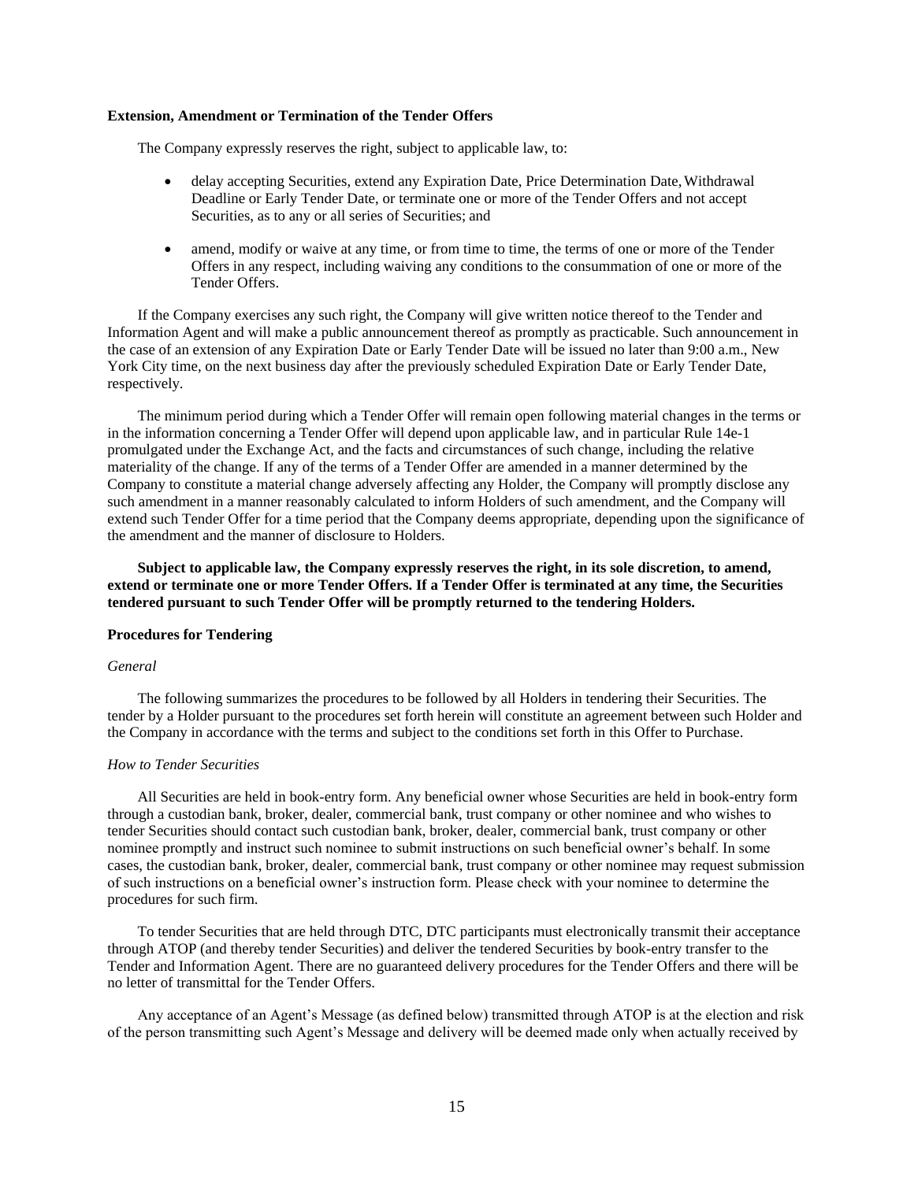**Extension, Amendment or Termination of the Tender Offers**

The Company expressly reserves the right, subject to applicable law, to:

- delay accepting Securities, extend any Expiration Date, Price Determination Date, Withdrawal Deadline or Early Tender Date, or terminate one or more of the Tender Offers and not accept Securities, as to any or all series of Securities; and
- amend, modify or waive at any time, or from time to time, the terms of one or more of the Tender Offers in any respect, including waiving any conditions to the consummation of one or more of the Tender Offers.

If the Company exercises any such right, the Company will give written notice thereof to the Tender and Information Agent and will make a public announcement thereof as promptly as practicable. Such announcement in the case of an extension of any Expiration Date or Early Tender Date will be issued no later than 9:00 a.m., New York City time, on the next business day after the previously scheduled Expiration Date or Early Tender Date, respectively.

The minimum period during which a Tender Offer will remain open following material changes in the terms or in the information concerning a Tender Offer will depend upon applicable law, and in particular Rule 14e-1 promulgated under the Exchange Act, and the facts and circumstances of such change, including the relative materiality of the change. If any of the terms of a Tender Offer are amended in a manner determined by the Company to constitute a material change adversely affecting any Holder, the Company will promptly disclose any such amendment in a manner reasonably calculated to inform Holders of such amendment, and the Company will extend such Tender Offer for a time period that the Company deems appropriate, depending upon the significance of the amendment and the manner of disclosure to Holders.

**Subject to applicable law, the Company expressly reserves the right, in its sole discretion, to amend, extend or terminate one or more Tender Offers. If a Tender Offer is terminated at any time, the Securities tendered pursuant to such Tender Offer will be promptly returned to the tendering Holders.**

**Procedures for Tendering**

*General*

The following summarizes the procedures to be followed by all Holders in tendering their Securities. The tender by a Holder pursuant to the procedures set forth herein will constitute an agreement between such Holder and the Company in accordance with the terms and subject to the conditions set forth in this Offer to Purchase.

*How to Tender Securities*

All Securities are held in book-entry form. Any beneficial owner whose Securities are held in book-entry form through a custodian bank, broker, dealer, commercial bank, trust company or other nominee and who wishes to tender Securities should contact such custodian bank, broker, dealer, commercial bank, trust company or other nominee promptly and instruct such nominee to submit instructions on such beneficial owner's behalf. In some cases, the custodian bank, broker, dealer, commercial bank, trust company or other nominee may request submission of such instructions on a beneficial owner's instruction form. Please check with your nominee to determine the procedures for such firm.

To tender Securities that are held through DTC, DTC participants must electronically transmit their acceptance through ATOP (and thereby tender Securities) and deliver the tendered Securities by book-entry transfer to the Tender and Information Agent. There are no guaranteed delivery procedures for the Tender Offers and there will be no letter of transmittal for the Tender Offers.

Any acceptance of an Agent's Message (as defined below) transmitted through ATOP is at the election and risk of the person transmitting such Agent's Message and delivery will be deemed made only when actually received by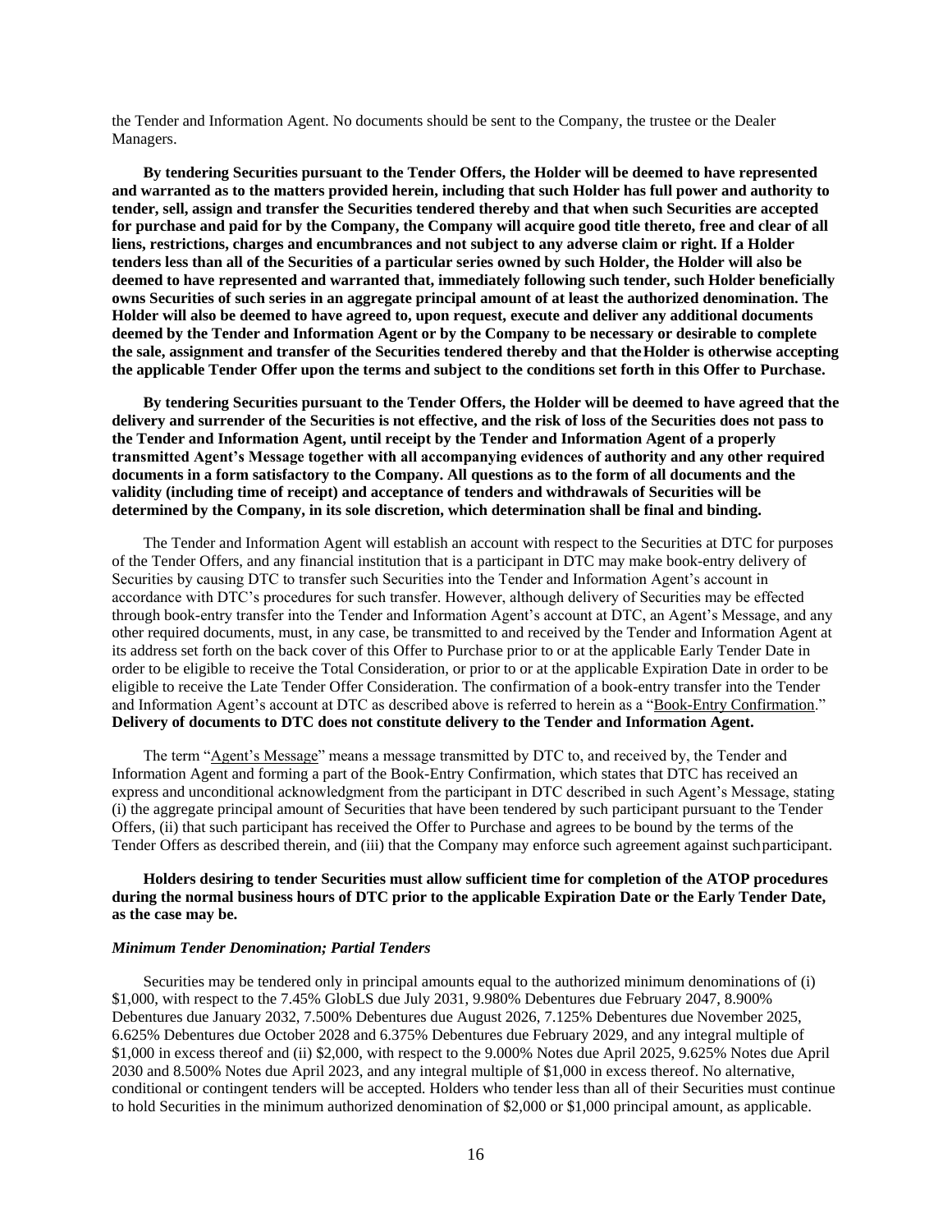the Tender and Information Agent. No documents should be sent to the Company, the trustee or the Dealer Managers.

**By tendering Securities pursuant to the Tender Offers, the Holder will be deemed to have represented and warranted as to the matters provided herein, including that such Holder has full power and authority to tender, sell, assign and transfer the Securities tendered thereby and that when such Securities are accepted for purchase and paid for by the Company, the Company will acquire good title thereto, free and clear of all liens, restrictions, charges and encumbrances and not subject to any adverse claim or right. If a Holder tenders less than all of the Securities of a particular series owned by such Holder, the Holder will also be deemed to have represented and warranted that, immediately following such tender, such Holder beneficially owns Securities of such series in an aggregate principal amount of at least the authorized denomination. The Holder will also be deemed to have agreed to, upon request, execute and deliver any additional documents deemed by the Tender and Information Agent or by the Company to be necessary or desirable to complete the sale, assignment and transfer of the Securities tendered thereby and that the Holder is otherwise accepting the applicable Tender Offer upon the terms and subject to the conditions set forth in this Offer to Purchase.**

**By tendering Securities pursuant to the Tender Offers, the Holder will be deemed to have agreed that the delivery and surrender of the Securities is not effective, and the risk of loss of the Securities does not pass to the Tender and Information Agent, until receipt by the Tender and Information Agent of a properly transmitted Agent's Message together with all accompanying evidences of authority and any other required documents in a form satisfactory to the Company. All questions as to the form of all documents and the validity (including time of receipt) and acceptance of tenders and withdrawals of Securities will be determined by the Company, in its sole discretion, which determination shall be final and binding.**

The Tender and Information Agent will establish an account with respect to the Securities at DTC for purposes of the Tender Offers, and any financial institution that is a participant in DTC may make book-entry delivery of Securities by causing DTC to transfer such Securities into the Tender and Information Agent's account in accordance with DTC's procedures for such transfer. However, although delivery of Securities may be effected through book-entry transfer into the Tender and Information Agent's account at DTC, an Agent's Message, and any other required documents, must, in any case, be transmitted to and received by the Tender and Information Agent at its address set forth on the back cover of this Offer to Purchase prior to or at the applicable Early Tender Date in order to be eligible to receive the Total Consideration, or prior to or at the applicable Expiration Date in order to be eligible to receive the Late Tender Offer Consideration. The confirmation of a book-entry transfer into the Tender and Information Agent's account at DTC as described above is referred to herein as a "Book-Entry Confirmation." **Delivery of documents to DTC does not constitute delivery to the Tender and Information Agent.**

The term "Agent's Message" means a message transmitted by DTC to, and received by, the Tender and Information Agent and forming a part of the Book-Entry Confirmation, which states that DTC has received an express and unconditional acknowledgment from the participant in DTC described in such Agent's Message, stating (i) the aggregate principal amount of Securities that have been tendered by such participant pursuant to the Tender Offers, (ii) that such participant has received the Offer to Purchase and agrees to be bound by the terms of the Tender Offers as described therein, and (iii) that the Company may enforce such agreement against such participant.

**Holders desiring to tender Securities must allow sufficient time for completion of the ATOP procedures during the normal business hours of DTC prior to the applicable Expiration Date or the Early Tender Date, as the case may be.**

***Minimum Tender Denomination; Partial Tenders***

Securities may be tendered only in principal amounts equal to the authorized minimum denominations of (i) $1,000, with respect to the 7.45% GlobLS due July 2031, 9.980% Debentures due February 2047, 8.900% Debentures due January 2032, 7.500% Debentures due August 2026, 7.125% Debentures due November 2025, 6.625% Debentures due October 2028 and 6.375% Debentures due February 2029, and any integral multiple of $1,000 in excess thereof and (ii) $2,000, with respect to the 9.000% Notes due April 2025, 9.625% Notes due April 2030 and 8.500% Notes due April 2023, and any integral multiple of $1,000 in excess thereof. No alternative, conditional or contingent tenders will be accepted. Holders who tender less than all of their Securities must continue to hold Securities in the minimum authorized denomination of $2,000 or $1,000 principal amount, as applicable.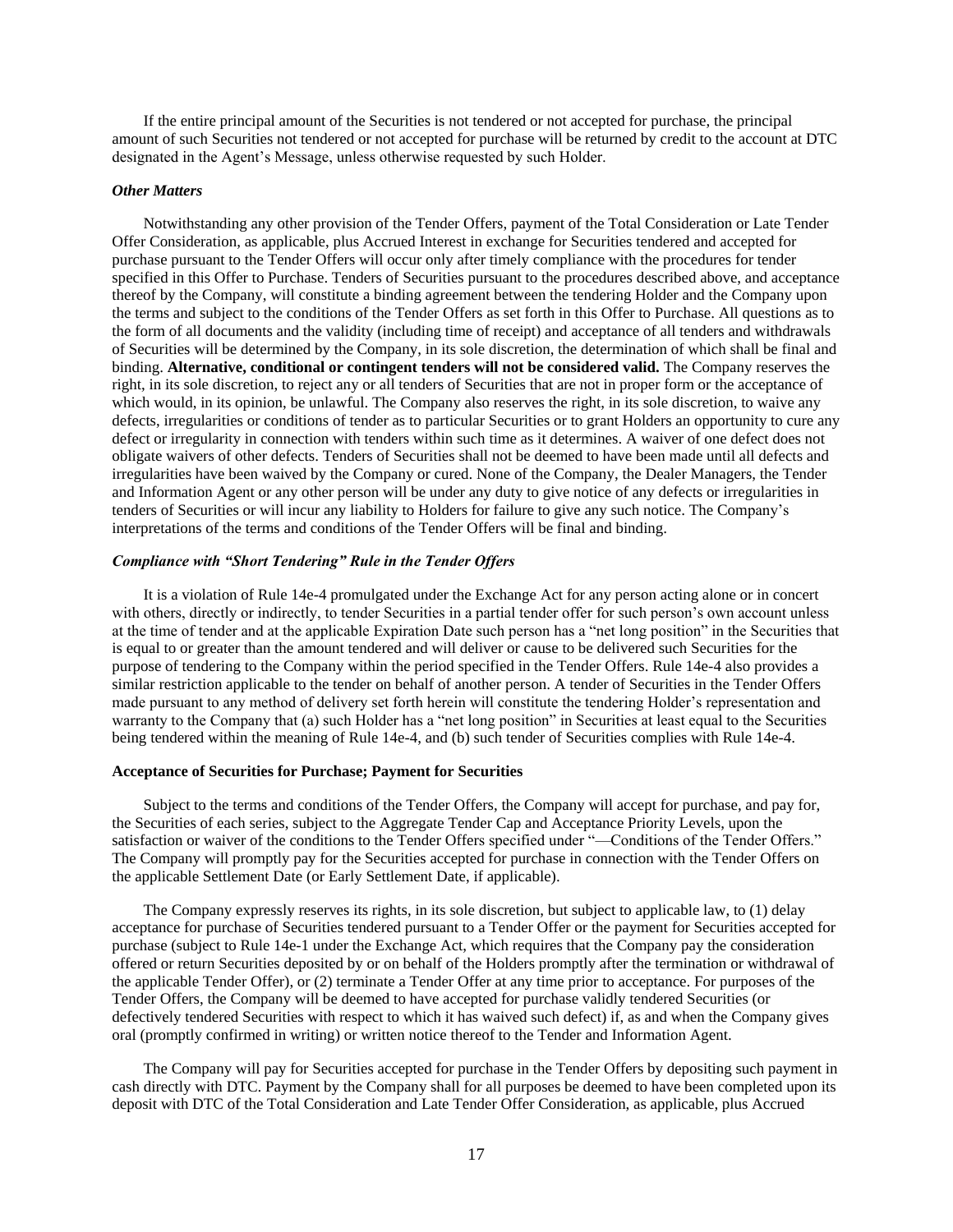If the entire principal amount of the Securities is not tendered or not accepted for purchase, the principal amount of such Securities not tendered or not accepted for purchase will be returned by credit to the account at DTC designated in the Agent's Message, unless otherwise requested by such Holder.

***Other Matters***

Notwithstanding any other provision of the Tender Offers, payment of the Total Consideration or Late Tender Offer Consideration, as applicable, plus Accrued Interest in exchange for Securities tendered and accepted for purchase pursuant to the Tender Offers will occur only after timely compliance with the procedures for tender specified in this Offer to Purchase. Tenders of Securities pursuant to the procedures described above, and acceptance thereof by the Company, will constitute a binding agreement between the tendering Holder and the Company upon the terms and subject to the conditions of the Tender Offers as set forth in this Offer to Purchase. All questions as to the form of all documents and the validity (including time of receipt) and acceptance of all tenders and withdrawals of Securities will be determined by the Company, in its sole discretion, the determination of which shall be final and binding. **Alternative, conditional or contingent tenders will not be considered valid.** The Company reserves the right, in its sole discretion, to reject any or all tenders of Securities that are not in proper form or the acceptance of which would, in its opinion, be unlawful. The Company also reserves the right, in its sole discretion, to waive any defects, irregularities or conditions of tender as to particular Securities or to grant Holders an opportunity to cure any defect or irregularity in connection with tenders within such time as it determines. A waiver of one defect does not obligate waivers of other defects. Tenders of Securities shall not be deemed to have been made until all defects and irregularities have been waived by the Company or cured. None of the Company, the Dealer Managers, the Tender and Information Agent or any other person will be under any duty to give notice of any defects or irregularities in tenders of Securities or will incur any liability to Holders for failure to give any such notice. The Company's interpretations of the terms and conditions of the Tender Offers will be final and binding.

***Compliance with "Short Tendering" Rule in the Tender Offers***

It is a violation of Rule 14e-4 promulgated under the Exchange Act for any person acting alone or in concert with others, directly or indirectly, to tender Securities in a partial tender offer for such person's own account unless at the time of tender and at the applicable Expiration Date such person has a "net long position" in the Securities that is equal to or greater than the amount tendered and will deliver or cause to be delivered such Securities for the purpose of tendering to the Company within the period specified in the Tender Offers. Rule 14e-4 also provides a similar restriction applicable to the tender on behalf of another person. A tender of Securities in the Tender Offers made pursuant to any method of delivery set forth herein will constitute the tendering Holder's representation and warranty to the Company that (a) such Holder has a "net long position" in Securities at least equal to the Securities being tendered within the meaning of Rule 14e-4, and (b) such tender of Securities complies with Rule 14e-4.

**Acceptance of Securities for Purchase; Payment for Securities**

Subject to the terms and conditions of the Tender Offers, the Company will accept for purchase, and pay for, the Securities of each series, subject to the Aggregate Tender Cap and Acceptance Priority Levels, upon the satisfaction or waiver of the conditions to the Tender Offers specified under "—Conditions of the Tender Offers." The Company will promptly pay for the Securities accepted for purchase in connection with the Tender Offers on the applicable Settlement Date (or Early Settlement Date, if applicable).

The Company expressly reserves its rights, in its sole discretion, but subject to applicable law, to (1) delay acceptance for purchase of Securities tendered pursuant to a Tender Offer or the payment for Securities accepted for purchase (subject to Rule 14e-1 under the Exchange Act, which requires that the Company pay the consideration offered or return Securities deposited by or on behalf of the Holders promptly after the termination or withdrawal of the applicable Tender Offer), or (2) terminate a Tender Offer at any time prior to acceptance. For purposes of the Tender Offers, the Company will be deemed to have accepted for purchase validly tendered Securities (or defectively tendered Securities with respect to which it has waived such defect) if, as and when the Company gives oral (promptly confirmed in writing) or written notice thereof to the Tender and Information Agent.

The Company will pay for Securities accepted for purchase in the Tender Offers by depositing such payment in cash directly with DTC. Payment by the Company shall for all purposes be deemed to have been completed upon its deposit with DTC of the Total Consideration and Late Tender Offer Consideration, as applicable, plus Accrued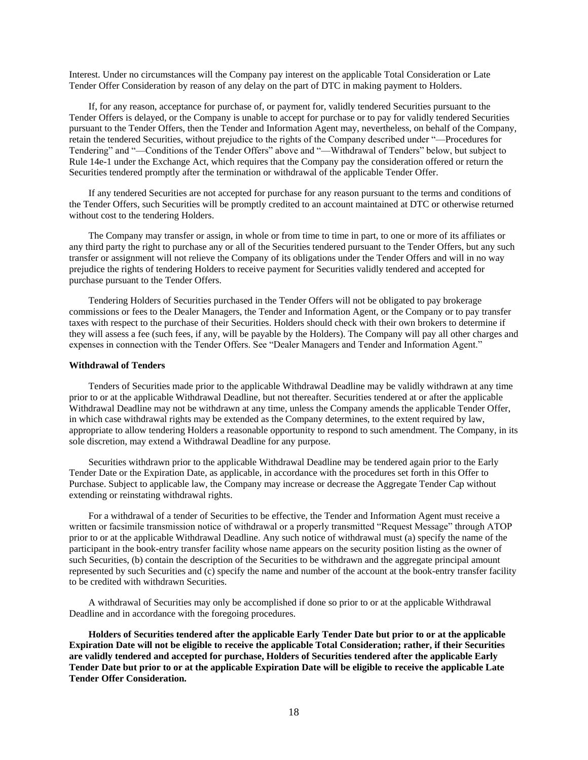Interest. Under no circumstances will the Company pay interest on the applicable Total Consideration or Late Tender Offer Consideration by reason of any delay on the part of DTC in making payment to Holders.

If, for any reason, acceptance for purchase of, or payment for, validly tendered Securities pursuant to the Tender Offers is delayed, or the Company is unable to accept for purchase or to pay for validly tendered Securities pursuant to the Tender Offers, then the Tender and Information Agent may, nevertheless, on behalf of the Company, retain the tendered Securities, without prejudice to the rights of the Company described under "—Procedures for Tendering" and "—Conditions of the Tender Offers" above and "—Withdrawal of Tenders" below, but subject to Rule 14e-1 under the Exchange Act, which requires that the Company pay the consideration offered or return the Securities tendered promptly after the termination or withdrawal of the applicable Tender Offer.

If any tendered Securities are not accepted for purchase for any reason pursuant to the terms and conditions of the Tender Offers, such Securities will be promptly credited to an account maintained at DTC or otherwise returned without cost to the tendering Holders.

The Company may transfer or assign, in whole or from time to time in part, to one or more of its affiliates or any third party the right to purchase any or all of the Securities tendered pursuant to the Tender Offers, but any such transfer or assignment will not relieve the Company of its obligations under the Tender Offers and will in no way prejudice the rights of tendering Holders to receive payment for Securities validly tendered and accepted for purchase pursuant to the Tender Offers.

Tendering Holders of Securities purchased in the Tender Offers will not be obligated to pay brokerage commissions or fees to the Dealer Managers, the Tender and Information Agent, or the Company or to pay transfer taxes with respect to the purchase of their Securities. Holders should check with their own brokers to determine if they will assess a fee (such fees, if any, will be payable by the Holders). The Company will pay all other charges and expenses in connection with the Tender Offers. See "Dealer Managers and Tender and Information Agent."

**Withdrawal of Tenders**

Tenders of Securities made prior to the applicable Withdrawal Deadline may be validly withdrawn at any time prior to or at the applicable Withdrawal Deadline, but not thereafter. Securities tendered at or after the applicable Withdrawal Deadline may not be withdrawn at any time, unless the Company amends the applicable Tender Offer, in which case withdrawal rights may be extended as the Company determines, to the extent required by law, appropriate to allow tendering Holders a reasonable opportunity to respond to such amendment. The Company, in its sole discretion, may extend a Withdrawal Deadline for any purpose.

Securities withdrawn prior to the applicable Withdrawal Deadline may be tendered again prior to the Early Tender Date or the Expiration Date, as applicable, in accordance with the procedures set forth in this Offer to Purchase. Subject to applicable law, the Company may increase or decrease the Aggregate Tender Cap without extending or reinstating withdrawal rights.

For a withdrawal of a tender of Securities to be effective, the Tender and Information Agent must receive a written or facsimile transmission notice of withdrawal or a properly transmitted "Request Message" through ATOP prior to or at the applicable Withdrawal Deadline. Any such notice of withdrawal must (a) specify the name of the participant in the book-entry transfer facility whose name appears on the security position listing as the owner of such Securities, (b) contain the description of the Securities to be withdrawn and the aggregate principal amount represented by such Securities and (c) specify the name and number of the account at the book-entry transfer facility to be credited with withdrawn Securities.

A withdrawal of Securities may only be accomplished if done so prior to or at the applicable Withdrawal Deadline and in accordance with the foregoing procedures.

**Holders of Securities tendered after the applicable Early Tender Date but prior to or at the applicable Expiration Date will not be eligible to receive the applicable Total Consideration; rather, if their Securities are validly tendered and accepted for purchase, Holders of Securities tendered after the applicable Early Tender Date but prior to or at the applicable Expiration Date will be eligible to receive the applicable Late Tender Offer Consideration.**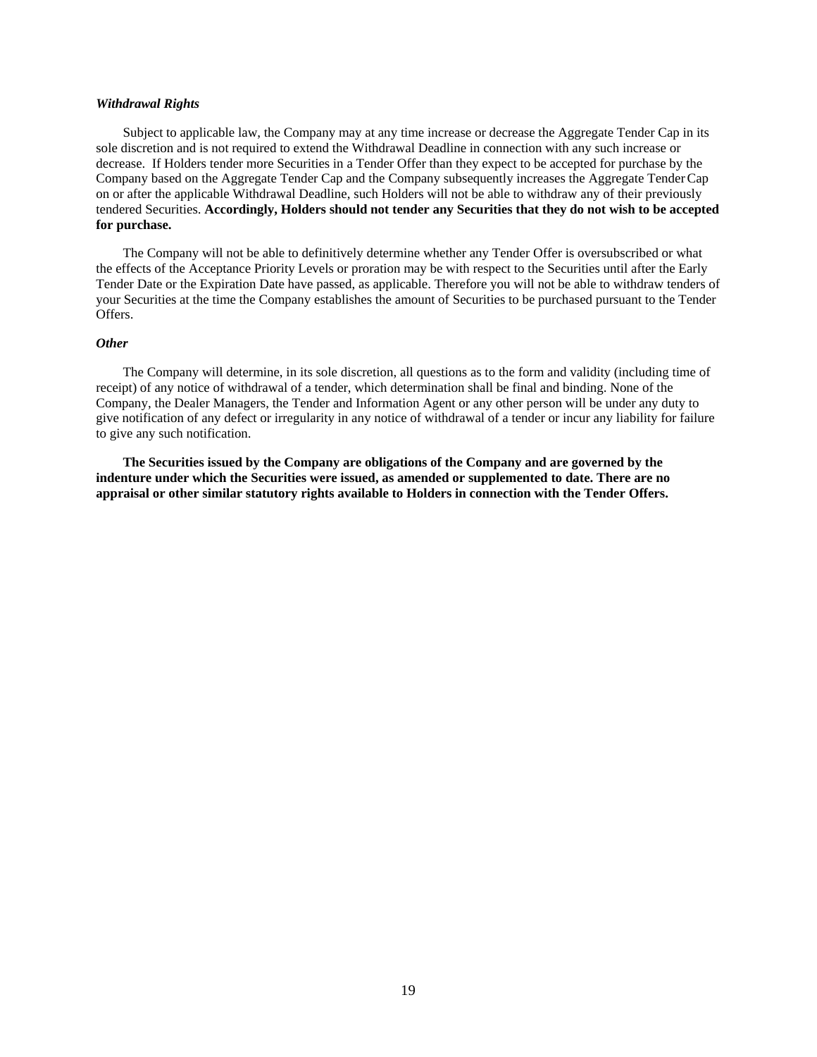***Withdrawal Rights***

Subject to applicable law, the Company may at any time increase or decrease the Aggregate Tender Cap in its sole discretion and is not required to extend the Withdrawal Deadline in connection with any such increase or decrease. If Holders tender more Securities in a Tender Offer than they expect to be accepted for purchase by the Company based on the Aggregate Tender Cap and the Company subsequently increases the Aggregate Tender Cap on or after the applicable Withdrawal Deadline, such Holders will not be able to withdraw any of their previously tendered Securities. **Accordingly, Holders should not tender any Securities that they do not wish to be accepted for purchase.**

The Company will not be able to definitively determine whether any Tender Offer is oversubscribed or what the effects of the Acceptance Priority Levels or proration may be with respect to the Securities until after the Early Tender Date or the Expiration Date have passed, as applicable. Therefore you will not be able to withdraw tenders of your Securities at the time the Company establishes the amount of Securities to be purchased pursuant to the Tender Offers.

***Other***

The Company will determine, in its sole discretion, all questions as to the form and validity (including time of receipt) of any notice of withdrawal of a tender, which determination shall be final and binding. None of the Company, the Dealer Managers, the Tender and Information Agent or any other person will be under any duty to give notification of any defect or irregularity in any notice of withdrawal of a tender or incur any liability for failure to give any such notification.

**The Securities issued by the Company are obligations of the Company and are governed by the indenture under which the Securities were issued, as amended or supplemented to date. There are no appraisal or other similar statutory rights available to Holders in connection with the Tender Offers.**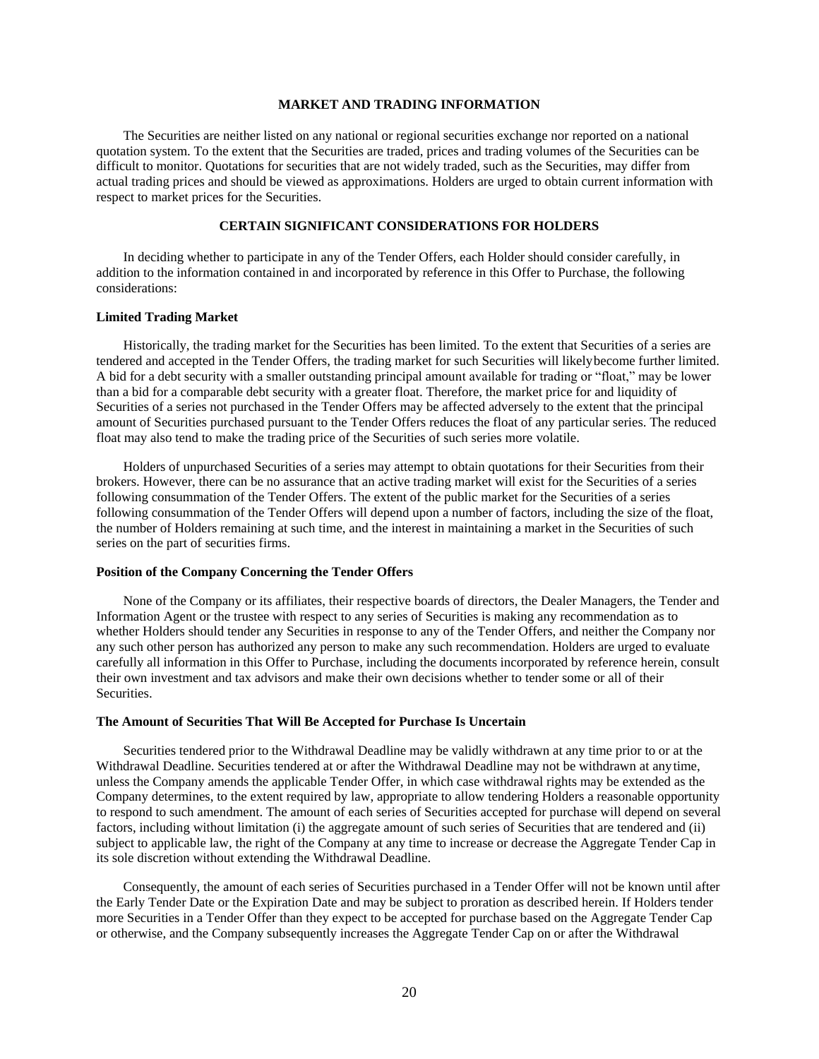## MARKET AND TRADING INFORMATION

The Securities are neither listed on any national or regional securities exchange nor reported on a national quotation system. To the extent that the Securities are traded, prices and trading volumes of the Securities can be difficult to monitor. Quotations for securities that are not widely traded, such as the Securities, may differ from actual trading prices and should be viewed as approximations. Holders are urged to obtain current information with respect to market prices for the Securities.

## CERTAIN SIGNIFICANT CONSIDERATIONS FOR HOLDERS

In deciding whether to participate in any of the Tender Offers, each Holder should consider carefully, in addition to the information contained in and incorporated by reference in this Offer to Purchase, the following considerations:

### Limited Trading Market

Historically, the trading market for the Securities has been limited. To the extent that Securities of a series are tendered and accepted in the Tender Offers, the trading market for such Securities will likely become further limited. A bid for a debt security with a smaller outstanding principal amount available for trading or "float," may be lower than a bid for a comparable debt security with a greater float. Therefore, the market price for and liquidity of Securities of a series not purchased in the Tender Offers may be affected adversely to the extent that the principal amount of Securities purchased pursuant to the Tender Offers reduces the float of any particular series. The reduced float may also tend to make the trading price of the Securities of such series more volatile.

Holders of unpurchased Securities of a series may attempt to obtain quotations for their Securities from their brokers. However, there can be no assurance that an active trading market will exist for the Securities of a series following consummation of the Tender Offers. The extent of the public market for the Securities of a series following consummation of the Tender Offers will depend upon a number of factors, including the size of the float, the number of Holders remaining at such time, and the interest in maintaining a market in the Securities of such series on the part of securities firms.

### Position of the Company Concerning the Tender Offers

None of the Company or its affiliates, their respective boards of directors, the Dealer Managers, the Tender and Information Agent or the trustee with respect to any series of Securities is making any recommendation as to whether Holders should tender any Securities in response to any of the Tender Offers, and neither the Company nor any such other person has authorized any person to make any such recommendation. Holders are urged to evaluate carefully all information in this Offer to Purchase, including the documents incorporated by reference herein, consult their own investment and tax advisors and make their own decisions whether to tender some or all of their Securities.

### The Amount of Securities That Will Be Accepted for Purchase Is Uncertain

Securities tendered prior to the Withdrawal Deadline may be validly withdrawn at any time prior to or at the Withdrawal Deadline. Securities tendered at or after the Withdrawal Deadline may not be withdrawn at any time, unless the Company amends the applicable Tender Offer, in which case withdrawal rights may be extended as the Company determines, to the extent required by law, appropriate to allow tendering Holders a reasonable opportunity to respond to such amendment. The amount of each series of Securities accepted for purchase will depend on several factors, including without limitation (i) the aggregate amount of such series of Securities that are tendered and (ii) subject to applicable law, the right of the Company at any time to increase or decrease the Aggregate Tender Cap in its sole discretion without extending the Withdrawal Deadline.

Consequently, the amount of each series of Securities purchased in a Tender Offer will not be known until after the Early Tender Date or the Expiration Date and may be subject to proration as described herein. If Holders tender more Securities in a Tender Offer than they expect to be accepted for purchase based on the Aggregate Tender Cap or otherwise, and the Company subsequently increases the Aggregate Tender Cap on or after the Withdrawal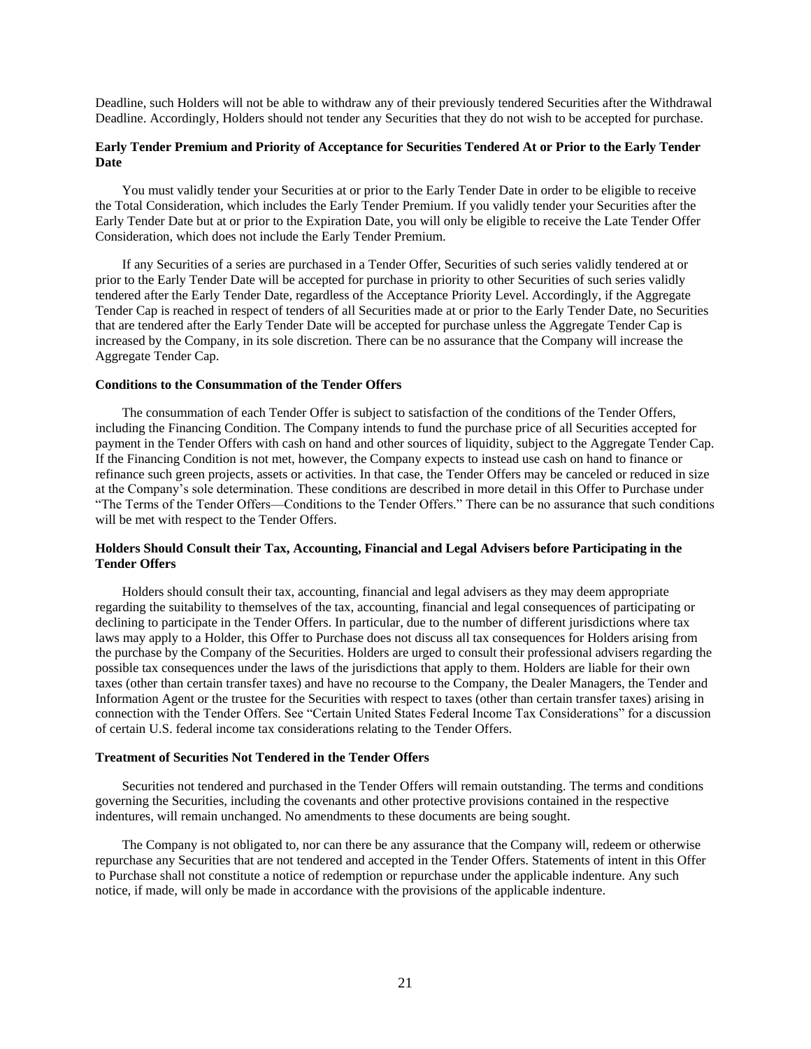Deadline, such Holders will not be able to withdraw any of their previously tendered Securities after the Withdrawal Deadline. Accordingly, Holders should not tender any Securities that they do not wish to be accepted for purchase.

**Early Tender Premium and Priority of Acceptance for Securities Tendered At or Prior to the Early Tender Date**

You must validly tender your Securities at or prior to the Early Tender Date in order to be eligible to receive the Total Consideration, which includes the Early Tender Premium. If you validly tender your Securities after the Early Tender Date but at or prior to the Expiration Date, you will only be eligible to receive the Late Tender Offer Consideration, which does not include the Early Tender Premium.

If any Securities of a series are purchased in a Tender Offer, Securities of such series validly tendered at or prior to the Early Tender Date will be accepted for purchase in priority to other Securities of such series validly tendered after the Early Tender Date, regardless of the Acceptance Priority Level. Accordingly, if the Aggregate Tender Cap is reached in respect of tenders of all Securities made at or prior to the Early Tender Date, no Securities that are tendered after the Early Tender Date will be accepted for purchase unless the Aggregate Tender Cap is increased by the Company, in its sole discretion. There can be no assurance that the Company will increase the Aggregate Tender Cap.

**Conditions to the Consummation of the Tender Offers**

The consummation of each Tender Offer is subject to satisfaction of the conditions of the Tender Offers, including the Financing Condition. The Company intends to fund the purchase price of all Securities accepted for payment in the Tender Offers with cash on hand and other sources of liquidity, subject to the Aggregate Tender Cap. If the Financing Condition is not met, however, the Company expects to instead use cash on hand to finance or refinance such green projects, assets or activities. In that case, the Tender Offers may be canceled or reduced in size at the Company's sole determination. These conditions are described in more detail in this Offer to Purchase under "The Terms of the Tender Offers—Conditions to the Tender Offers." There can be no assurance that such conditions will be met with respect to the Tender Offers.

**Holders Should Consult their Tax, Accounting, Financial and Legal Advisers before Participating in the Tender Offers**

Holders should consult their tax, accounting, financial and legal advisers as they may deem appropriate regarding the suitability to themselves of the tax, accounting, financial and legal consequences of participating or declining to participate in the Tender Offers. In particular, due to the number of different jurisdictions where tax laws may apply to a Holder, this Offer to Purchase does not discuss all tax consequences for Holders arising from the purchase by the Company of the Securities. Holders are urged to consult their professional advisers regarding the possible tax consequences under the laws of the jurisdictions that apply to them. Holders are liable for their own taxes (other than certain transfer taxes) and have no recourse to the Company, the Dealer Managers, the Tender and Information Agent or the trustee for the Securities with respect to taxes (other than certain transfer taxes) arising in connection with the Tender Offers. See "Certain United States Federal Income Tax Considerations" for a discussion of certain U.S. federal income tax considerations relating to the Tender Offers.

**Treatment of Securities Not Tendered in the Tender Offers**

Securities not tendered and purchased in the Tender Offers will remain outstanding. The terms and conditions governing the Securities, including the covenants and other protective provisions contained in the respective indentures, will remain unchanged. No amendments to these documents are being sought.

The Company is not obligated to, nor can there be any assurance that the Company will, redeem or otherwise repurchase any Securities that are not tendered and accepted in the Tender Offers. Statements of intent in this Offer to Purchase shall not constitute a notice of redemption or repurchase under the applicable indenture. Any such notice, if made, will only be made in accordance with the provisions of the applicable indenture.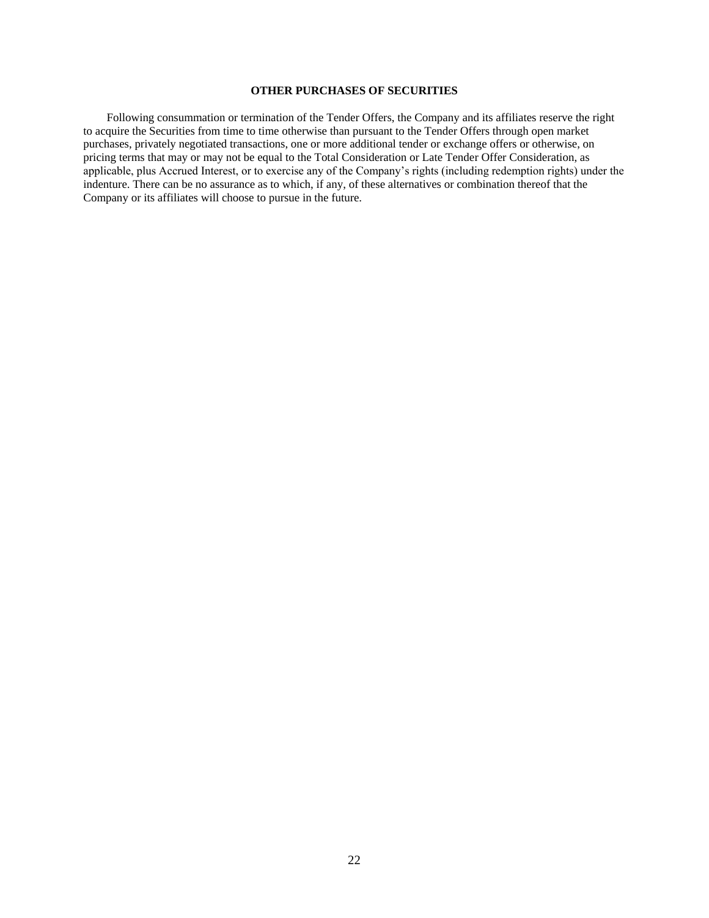## OTHER PURCHASES OF SECURITIES

Following consummation or termination of the Tender Offers, the Company and its affiliates reserve the right to acquire the Securities from time to time otherwise than pursuant to the Tender Offers through open market purchases, privately negotiated transactions, one or more additional tender or exchange offers or otherwise, on pricing terms that may or may not be equal to the Total Consideration or Late Tender Offer Consideration, as applicable, plus Accrued Interest, or to exercise any of the Company's rights (including redemption rights) under the indenture. There can be no assurance as to which, if any, of these alternatives or combination thereof that the Company or its affiliates will choose to pursue in the future.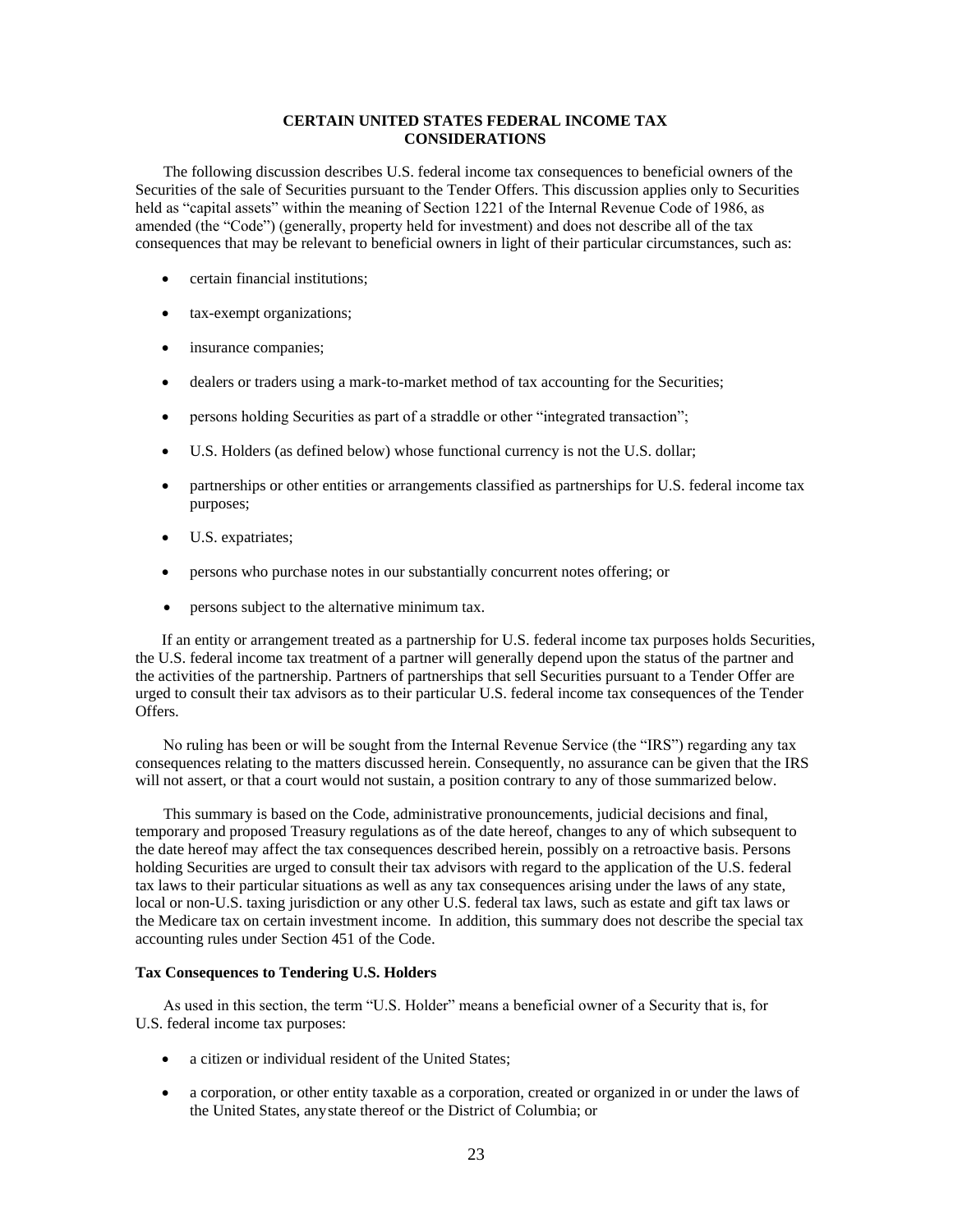## CERTAIN UNITED STATES FEDERAL INCOME TAX CONSIDERATIONS

The following discussion describes U.S. federal income tax consequences to beneficial owners of the Securities of the sale of Securities pursuant to the Tender Offers. This discussion applies only to Securities held as "capital assets" within the meaning of Section 1221 of the Internal Revenue Code of 1986, as amended (the "Code") (generally, property held for investment) and does not describe all of the tax consequences that may be relevant to beneficial owners in light of their particular circumstances, such as:

- certain financial institutions;
- tax-exempt organizations;
- insurance companies;
- dealers or traders using a mark-to-market method of tax accounting for the Securities;
- persons holding Securities as part of a straddle or other "integrated transaction";
- U.S. Holders (as defined below) whose functional currency is not the U.S. dollar;
- partnerships or other entities or arrangements classified as partnerships for U.S. federal income tax purposes;
- U.S. expatriates;
- persons who purchase notes in our substantially concurrent notes offering; or
- persons subject to the alternative minimum tax.

If an entity or arrangement treated as a partnership for U.S. federal income tax purposes holds Securities, the U.S. federal income tax treatment of a partner will generally depend upon the status of the partner and the activities of the partnership. Partners of partnerships that sell Securities pursuant to a Tender Offer are urged to consult their tax advisors as to their particular U.S. federal income tax consequences of the Tender Offers.

No ruling has been or will be sought from the Internal Revenue Service (the "IRS") regarding any tax consequences relating to the matters discussed herein. Consequently, no assurance can be given that the IRS will not assert, or that a court would not sustain, a position contrary to any of those summarized below.

This summary is based on the Code, administrative pronouncements, judicial decisions and final, temporary and proposed Treasury regulations as of the date hereof, changes to any of which subsequent to the date hereof may affect the tax consequences described herein, possibly on a retroactive basis. Persons holding Securities are urged to consult their tax advisors with regard to the application of the U.S. federal tax laws to their particular situations as well as any tax consequences arising under the laws of any state, local or non-U.S. taxing jurisdiction or any other U.S. federal tax laws, such as estate and gift tax laws or the Medicare tax on certain investment income. In addition, this summary does not describe the special tax accounting rules under Section 451 of the Code.

### Tax Consequences to Tendering U.S. Holders

As used in this section, the term "U.S. Holder" means a beneficial owner of a Security that is, for U.S. federal income tax purposes:

- a citizen or individual resident of the United States;
- a corporation, or other entity taxable as a corporation, created or organized in or under the laws of the United States, any state thereof or the District of Columbia; or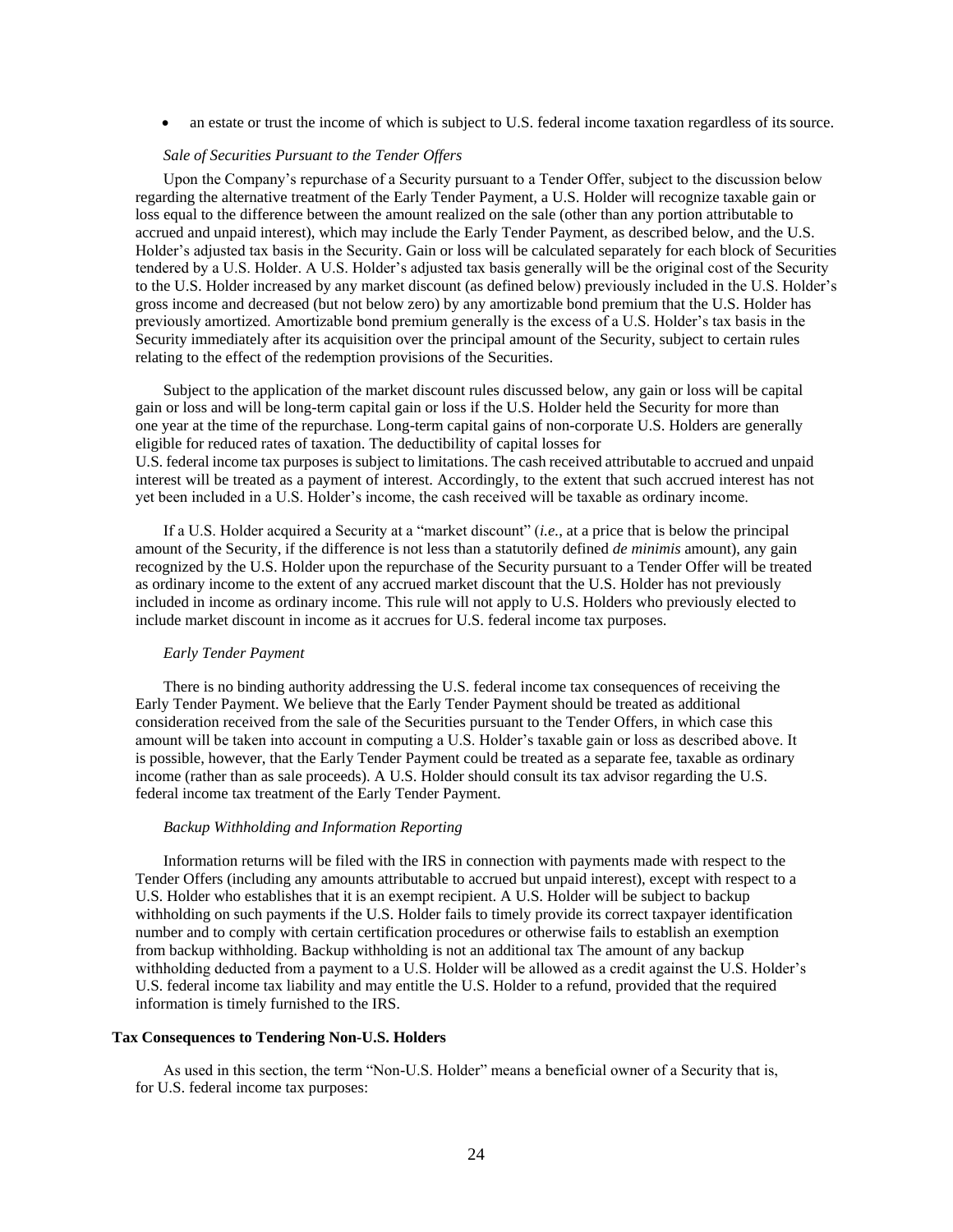- an estate or trust the income of which is subject to U.S. federal income taxation regardless of its source.

*Sale of Securities Pursuant to the Tender Offers*

Upon the Company's repurchase of a Security pursuant to a Tender Offer, subject to the discussion below regarding the alternative treatment of the Early Tender Payment, a U.S. Holder will recognize taxable gain or loss equal to the difference between the amount realized on the sale (other than any portion attributable to accrued and unpaid interest), which may include the Early Tender Payment, as described below, and the U.S. Holder's adjusted tax basis in the Security. Gain or loss will be calculated separately for each block of Securities tendered by a U.S. Holder. A U.S. Holder's adjusted tax basis generally will be the original cost of the Security to the U.S. Holder increased by any market discount (as defined below) previously included in the U.S. Holder's gross income and decreased (but not below zero) by any amortizable bond premium that the U.S. Holder has previously amortized. Amortizable bond premium generally is the excess of a U.S. Holder's tax basis in the Security immediately after its acquisition over the principal amount of the Security, subject to certain rules relating to the effect of the redemption provisions of the Securities.

Subject to the application of the market discount rules discussed below, any gain or loss will be capital gain or loss and will be long-term capital gain or loss if the U.S. Holder held the Security for more than one year at the time of the repurchase. Long-term capital gains of non-corporate U.S. Holders are generally eligible for reduced rates of taxation. The deductibility of capital losses for U.S. federal income tax purposes is subject to limitations. The cash received attributable to accrued and unpaid interest will be treated as a payment of interest. Accordingly, to the extent that such accrued interest has not yet been included in a U.S. Holder's income, the cash received will be taxable as ordinary income.

If a U.S. Holder acquired a Security at a "market discount" (*i.e.*, at a price that is below the principal amount of the Security, if the difference is not less than a statutorily defined *de minimis* amount), any gain recognized by the U.S. Holder upon the repurchase of the Security pursuant to a Tender Offer will be treated as ordinary income to the extent of any accrued market discount that the U.S. Holder has not previously included in income as ordinary income. This rule will not apply to U.S. Holders who previously elected to include market discount in income as it accrues for U.S. federal income tax purposes.

*Early Tender Payment*

There is no binding authority addressing the U.S. federal income tax consequences of receiving the Early Tender Payment. We believe that the Early Tender Payment should be treated as additional consideration received from the sale of the Securities pursuant to the Tender Offers, in which case this amount will be taken into account in computing a U.S. Holder's taxable gain or loss as described above. It is possible, however, that the Early Tender Payment could be treated as a separate fee, taxable as ordinary income (rather than as sale proceeds). A U.S. Holder should consult its tax advisor regarding the U.S. federal income tax treatment of the Early Tender Payment.

*Backup Withholding and Information Reporting*

Information returns will be filed with the IRS in connection with payments made with respect to the Tender Offers (including any amounts attributable to accrued but unpaid interest), except with respect to a U.S. Holder who establishes that it is an exempt recipient. A U.S. Holder will be subject to backup withholding on such payments if the U.S. Holder fails to timely provide its correct taxpayer identification number and to comply with certain certification procedures or otherwise fails to establish an exemption from backup withholding. Backup withholding is not an additional tax The amount of any backup withholding deducted from a payment to a U.S. Holder will be allowed as a credit against the U.S. Holder's U.S. federal income tax liability and may entitle the U.S. Holder to a refund, provided that the required information is timely furnished to the IRS.

**Tax Consequences to Tendering Non-U.S. Holders**

As used in this section, the term "Non-U.S. Holder" means a beneficial owner of a Security that is, for U.S. federal income tax purposes: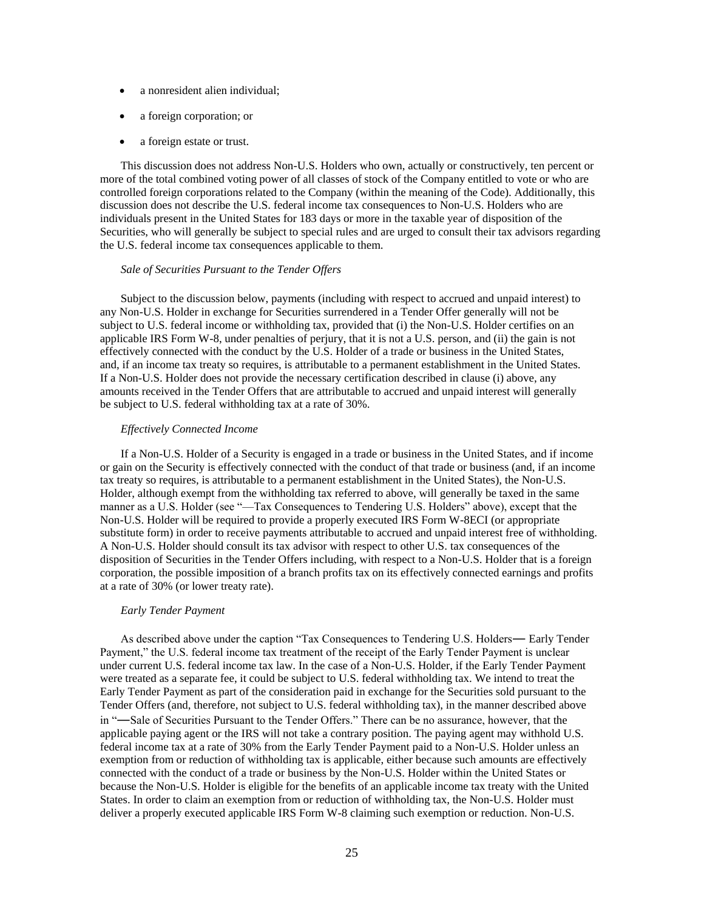- a nonresident alien individual;
- a foreign corporation; or
- a foreign estate or trust.

This discussion does not address Non-U.S. Holders who own, actually or constructively, ten percent or more of the total combined voting power of all classes of stock of the Company entitled to vote or who are controlled foreign corporations related to the Company (within the meaning of the Code). Additionally, this discussion does not describe the U.S. federal income tax consequences to Non-U.S. Holders who are individuals present in the United States for 183 days or more in the taxable year of disposition of the Securities, who will generally be subject to special rules and are urged to consult their tax advisors regarding the U.S. federal income tax consequences applicable to them.

*Sale of Securities Pursuant to the Tender Offers*

Subject to the discussion below, payments (including with respect to accrued and unpaid interest) to any Non-U.S. Holder in exchange for Securities surrendered in a Tender Offer generally will not be subject to U.S. federal income or withholding tax, provided that (i) the Non-U.S. Holder certifies on an applicable IRS Form W-8, under penalties of perjury, that it is not a U.S. person, and (ii) the gain is not effectively connected with the conduct by the U.S. Holder of a trade or business in the United States, and, if an income tax treaty so requires, is attributable to a permanent establishment in the United States. If a Non-U.S. Holder does not provide the necessary certification described in clause (i) above, any amounts received in the Tender Offers that are attributable to accrued and unpaid interest will generally be subject to U.S. federal withholding tax at a rate of 30%.

*Effectively Connected Income*

If a Non-U.S. Holder of a Security is engaged in a trade or business in the United States, and if income or gain on the Security is effectively connected with the conduct of that trade or business (and, if an income tax treaty so requires, is attributable to a permanent establishment in the United States), the Non-U.S. Holder, although exempt from the withholding tax referred to above, will generally be taxed in the same manner as a U.S. Holder (see "—Tax Consequences to Tendering U.S. Holders" above), except that the Non-U.S. Holder will be required to provide a properly executed IRS Form W-8ECI (or appropriate substitute form) in order to receive payments attributable to accrued and unpaid interest free of withholding. A Non-U.S. Holder should consult its tax advisor with respect to other U.S. tax consequences of the disposition of Securities in the Tender Offers including, with respect to a Non-U.S. Holder that is a foreign corporation, the possible imposition of a branch profits tax on its effectively connected earnings and profits at a rate of 30% (or lower treaty rate).

*Early Tender Payment*

As described above under the caption "Tax Consequences to Tendering U.S. Holders— Early Tender Payment," the U.S. federal income tax treatment of the receipt of the Early Tender Payment is unclear under current U.S. federal income tax law. In the case of a Non-U.S. Holder, if the Early Tender Payment were treated as a separate fee, it could be subject to U.S. federal withholding tax. We intend to treat the Early Tender Payment as part of the consideration paid in exchange for the Securities sold pursuant to the Tender Offers (and, therefore, not subject to U.S. federal withholding tax), in the manner described above in "—Sale of Securities Pursuant to the Tender Offers." There can be no assurance, however, that the applicable paying agent or the IRS will not take a contrary position. The paying agent may withhold U.S. federal income tax at a rate of 30% from the Early Tender Payment paid to a Non-U.S. Holder unless an exemption from or reduction of withholding tax is applicable, either because such amounts are effectively connected with the conduct of a trade or business by the Non-U.S. Holder within the United States or because the Non-U.S. Holder is eligible for the benefits of an applicable income tax treaty with the United States. In order to claim an exemption from or reduction of withholding tax, the Non-U.S. Holder must deliver a properly executed applicable IRS Form W-8 claiming such exemption or reduction. Non-U.S.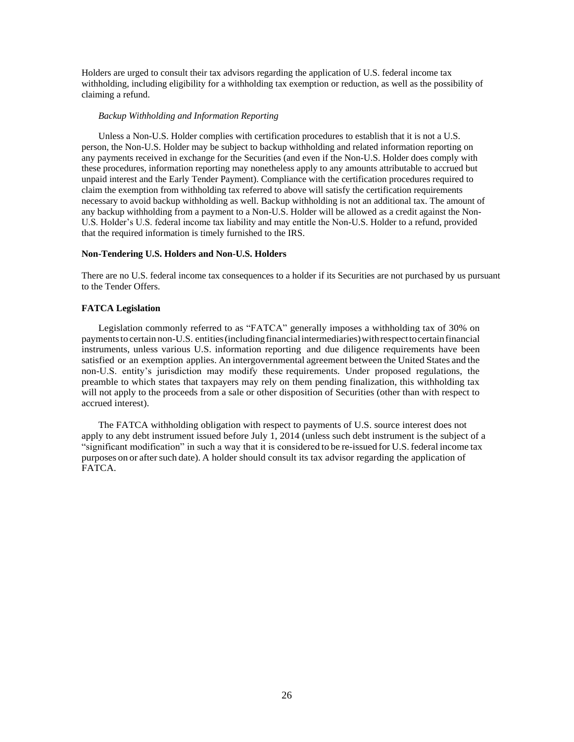Holders are urged to consult their tax advisors regarding the application of U.S. federal income tax withholding, including eligibility for a withholding tax exemption or reduction, as well as the possibility of claiming a refund.

*Backup Withholding and Information Reporting*

Unless a Non-U.S. Holder complies with certification procedures to establish that it is not a U.S. person, the Non-U.S. Holder may be subject to backup withholding and related information reporting on any payments received in exchange for the Securities (and even if the Non-U.S. Holder does comply with these procedures, information reporting may nonetheless apply to any amounts attributable to accrued but unpaid interest and the Early Tender Payment). Compliance with the certification procedures required to claim the exemption from withholding tax referred to above will satisfy the certification requirements necessary to avoid backup withholding as well. Backup withholding is not an additional tax. The amount of any backup withholding from a payment to a Non-U.S. Holder will be allowed as a credit against the Non-U.S. Holder's U.S. federal income tax liability and may entitle the Non-U.S. Holder to a refund, provided that the required information is timely furnished to the IRS.

**Non-Tendering U.S. Holders and Non-U.S. Holders**

There are no U.S. federal income tax consequences to a holder if its Securities are not purchased by us pursuant to the Tender Offers.

**FATCA Legislation**

Legislation commonly referred to as "FATCA" generally imposes a withholding tax of 30% on payments to certain non-U.S. entities (including financial intermediaries) with respect to certain financial instruments, unless various U.S. information reporting and due diligence requirements have been satisfied or an exemption applies. An intergovernmental agreement between the United States and the non-U.S. entity's jurisdiction may modify these requirements. Under proposed regulations, the preamble to which states that taxpayers may rely on them pending finalization, this withholding tax will not apply to the proceeds from a sale or other disposition of Securities (other than with respect to accrued interest).

The FATCA withholding obligation with respect to payments of U.S. source interest does not apply to any debt instrument issued before July 1, 2014 (unless such debt instrument is the subject of a "significant modification" in such a way that it is considered to be re-issued for U.S. federal income tax purposes on or after such date). A holder should consult its tax advisor regarding the application of FATCA.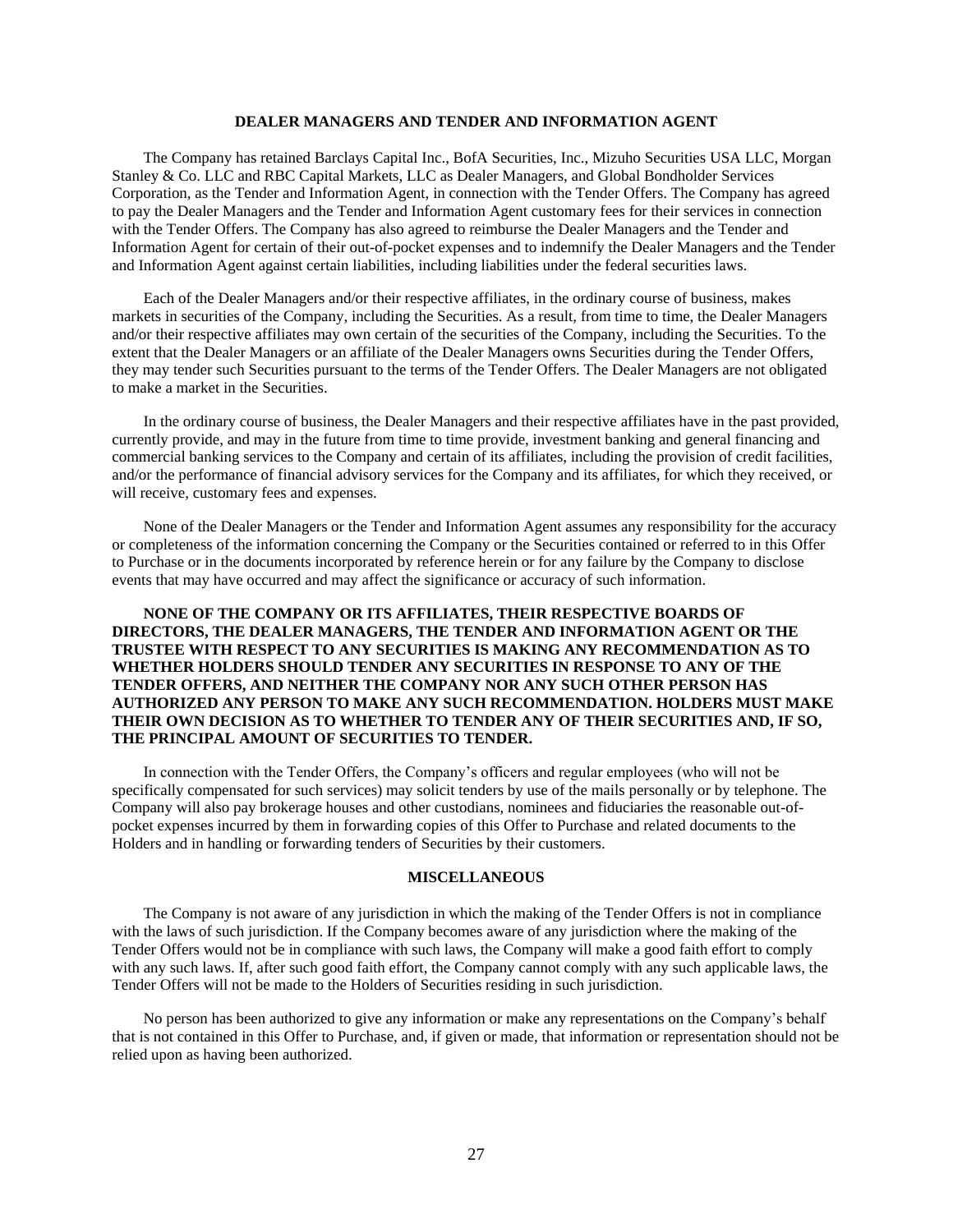## DEALER MANAGERS AND TENDER AND INFORMATION AGENT

The Company has retained Barclays Capital Inc., BofA Securities, Inc., Mizuho Securities USA LLC, Morgan Stanley & Co. LLC and RBC Capital Markets, LLC as Dealer Managers, and Global Bondholder Services Corporation, as the Tender and Information Agent, in connection with the Tender Offers. The Company has agreed to pay the Dealer Managers and the Tender and Information Agent customary fees for their services in connection with the Tender Offers. The Company has also agreed to reimburse the Dealer Managers and the Tender and Information Agent for certain of their out-of-pocket expenses and to indemnify the Dealer Managers and the Tender and Information Agent against certain liabilities, including liabilities under the federal securities laws.

Each of the Dealer Managers and/or their respective affiliates, in the ordinary course of business, makes markets in securities of the Company, including the Securities. As a result, from time to time, the Dealer Managers and/or their respective affiliates may own certain of the securities of the Company, including the Securities. To the extent that the Dealer Managers or an affiliate of the Dealer Managers owns Securities during the Tender Offers, they may tender such Securities pursuant to the terms of the Tender Offers. The Dealer Managers are not obligated to make a market in the Securities.

In the ordinary course of business, the Dealer Managers and their respective affiliates have in the past provided, currently provide, and may in the future from time to time provide, investment banking and general financing and commercial banking services to the Company and certain of its affiliates, including the provision of credit facilities, and/or the performance of financial advisory services for the Company and its affiliates, for which they received, or will receive, customary fees and expenses.

None of the Dealer Managers or the Tender and Information Agent assumes any responsibility for the accuracy or completeness of the information concerning the Company or the Securities contained or referred to in this Offer to Purchase or in the documents incorporated by reference herein or for any failure by the Company to disclose events that may have occurred and may affect the significance or accuracy of such information.

**NONE OF THE COMPANY OR ITS AFFILIATES, THEIR RESPECTIVE BOARDS OF DIRECTORS, THE DEALER MANAGERS, THE TENDER AND INFORMATION AGENT OR THE TRUSTEE WITH RESPECT TO ANY SECURITIES IS MAKING ANY RECOMMENDATION AS TO WHETHER HOLDERS SHOULD TENDER ANY SECURITIES IN RESPONSE TO ANY OF THE TENDER OFFERS, AND NEITHER THE COMPANY NOR ANY SUCH OTHER PERSON HAS AUTHORIZED ANY PERSON TO MAKE ANY SUCH RECOMMENDATION. HOLDERS MUST MAKE THEIR OWN DECISION AS TO WHETHER TO TENDER ANY OF THEIR SECURITIES AND, IF SO, THE PRINCIPAL AMOUNT OF SECURITIES TO TENDER.**

In connection with the Tender Offers, the Company's officers and regular employees (who will not be specifically compensated for such services) may solicit tenders by use of the mails personally or by telephone. The Company will also pay brokerage houses and other custodians, nominees and fiduciaries the reasonable out-of-pocket expenses incurred by them in forwarding copies of this Offer to Purchase and related documents to the Holders and in handling or forwarding tenders of Securities by their customers.

## MISCELLANEOUS

The Company is not aware of any jurisdiction in which the making of the Tender Offers is not in compliance with the laws of such jurisdiction. If the Company becomes aware of any jurisdiction where the making of the Tender Offers would not be in compliance with such laws, the Company will make a good faith effort to comply with any such laws. If, after such good faith effort, the Company cannot comply with any such applicable laws, the Tender Offers will not be made to the Holders of Securities residing in such jurisdiction.

No person has been authorized to give any information or make any representations on the Company's behalf that is not contained in this Offer to Purchase, and, if given or made, that information or representation should not be relied upon as having been authorized.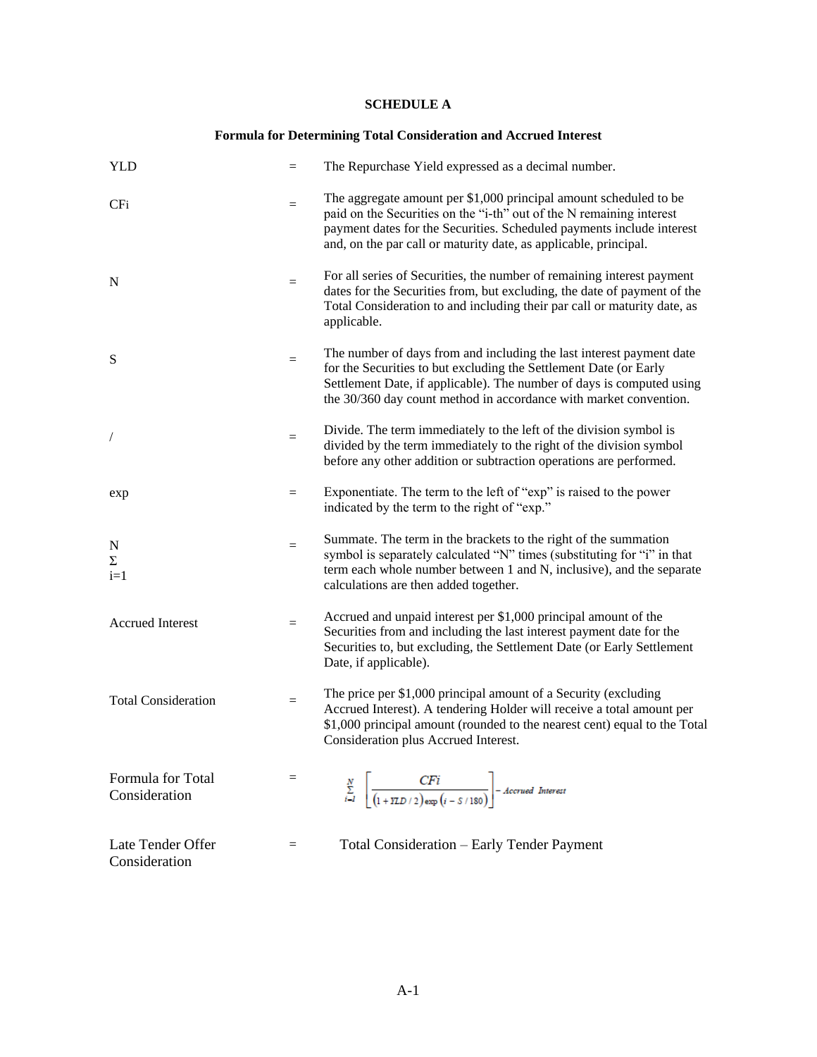**SCHEDULE A**

**Formula for Determining Total Consideration and Accrued Interest**

| | | |
|---|---|---|
| YLD | = | The Repurchase Yield expressed as a decimal number. |
| CFi | = | The aggregate amount per $1,000 principal amount scheduled to be paid on the Securities on the "i-th" out of the N remaining interest payment dates for the Securities. Scheduled payments include interest and, on the par call or maturity date, as applicable, principal. |
| N | = | For all series of Securities, the number of remaining interest payment dates for the Securities from, but excluding, the date of payment of the Total Consideration to and including their par call or maturity date, as applicable. |
| S | = | The number of days from and including the last interest payment date for the Securities to but excluding the Settlement Date (or Early Settlement Date, if applicable). The number of days is computed using the 30/360 day count method in accordance with market convention. |
| / | = | Divide. The term immediately to the left of the division symbol is divided by the term immediately to the right of the division symbol before any other addition or subtraction operations are performed. |
| exp | = | Exponentiate. The term to the left of "exp" is raised to the power indicated by the term to the right of "exp." |
| $\sum_{i=1}^{N}$ | = | Summate. The term in the brackets to the right of the summation symbol is separately calculated "N" times (substituting for "i" in that term each whole number between 1 and N, inclusive), and the separate calculations are then added together. |
| Accrued Interest | = | Accrued and unpaid interest per $1,000 principal amount of the Securities from and including the last interest payment date for the Securities to, but excluding, the Settlement Date (or Early Settlement Date, if applicable). |
| Total Consideration | = | The price per $1,000 principal amount of a Security (excluding Accrued Interest). A tendering Holder will receive a total amount per $1,000 principal amount (rounded to the nearest cent) equal to the Total Consideration plus Accrued Interest. |
| Formula for Total Consideration | = | $\sum_{i=1}^{N} \left[ \frac{CFi}{(1 + YLD/2) \exp (i - S/180)} \right] - \textit{Accrued Interest}$ |
| Late Tender Offer Consideration | = | Total Consideration – Early Tender Payment |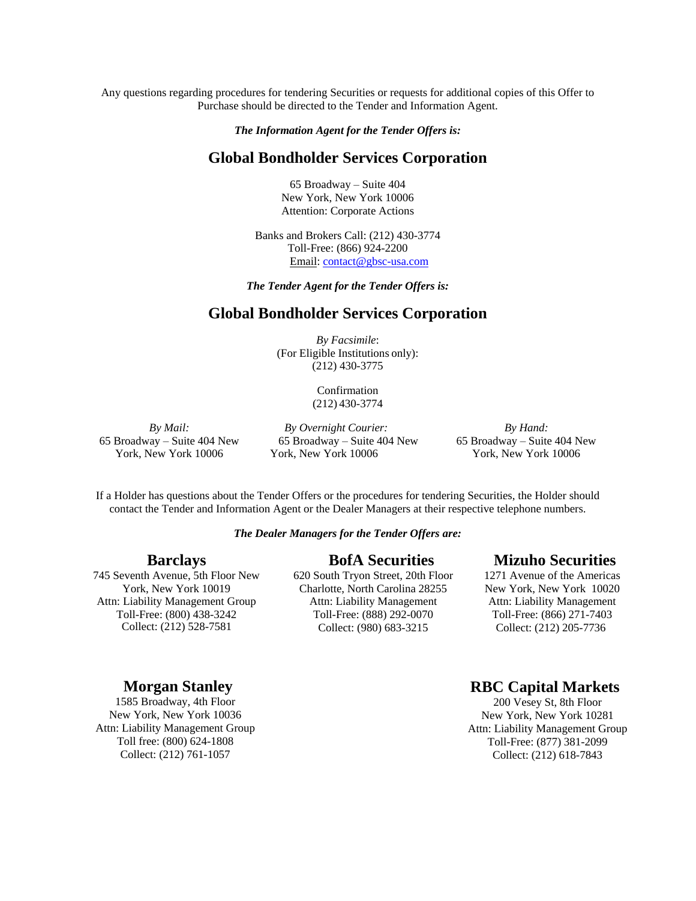Any questions regarding procedures for tendering Securities or requests for additional copies of this Offer to Purchase should be directed to the Tender and Information Agent.

***The Information Agent for the Tender Offers is:***

## Global Bondholder Services Corporation

65 Broadway – Suite 404
New York, New York 10006
Attention: Corporate Actions

Banks and Brokers Call: (212) 430-3774
Toll-Free: (866) 924-2200
Email: contact@gbsc-usa.com

***The Tender Agent for the Tender Offers is:***

## Global Bondholder Services Corporation

*By Facsimile*:
(For Eligible Institutions only):
(212) 430-3775

Confirmation
(212) 430-3774

*By Mail:*
65 Broadway – Suite 404 New York, New York 10006

*By Overnight Courier:*
65 Broadway – Suite 404 New York, New York 10006

*By Hand:*
65 Broadway – Suite 404 New York, New York 10006

If a Holder has questions about the Tender Offers or the procedures for tendering Securities, the Holder should contact the Tender and Information Agent or the Dealer Managers at their respective telephone numbers.

***The Dealer Managers for the Tender Offers are:***

### Barclays

745 Seventh Avenue, 5th Floor New York, New York 10019
Attn: Liability Management Group
Toll-Free: (800) 438-3242
Collect: (212) 528-7581

### BofA Securities

620 South Tryon Street, 20th Floor
Charlotte, North Carolina 28255
Attn: Liability Management
Toll-Free: (888) 292-0070
Collect: (980) 683-3215

### Mizuho Securities

1271 Avenue of the Americas
New York, New York 10020
Attn: Liability Management
Toll-Free: (866) 271-7403
Collect: (212) 205-7736

### Morgan Stanley

1585 Broadway, 4th Floor
New York, New York 10036
Attn: Liability Management Group
Toll free: (800) 624-1808
Collect: (212) 761-1057

### RBC Capital Markets

200 Vesey St, 8th Floor
New York, New York 10281
Attn: Liability Management Group
Toll-Free: (877) 381-2099
Collect: (212) 618-7843